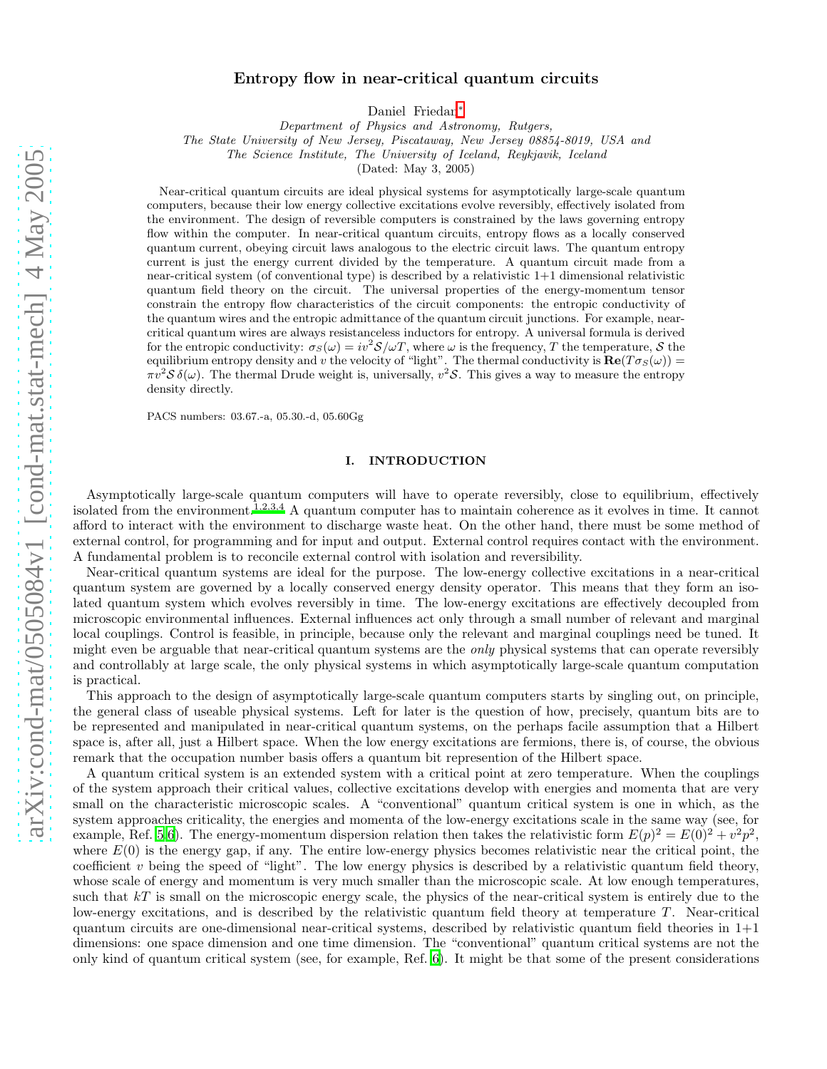# Entropy flow in near-critical quantum circuits

Daniel Friedan*

*Department of Physics and Astronomy, Rutgers, The State University of New Jersey, Piscataway, New Jersey 08854-8019, USA and The Science Institute, The University of Iceland, Reykjavik, Iceland*

(Dated: May 3, 2005)

Near-critical quantum circuits are ideal physical systems for asymptotically large-scale quantum computers, because their low energy collective excitations evolve reversibly, effectively isolated from the environment. The design of reversible computers is constrained by the laws governing entropy flow within the computer. In near-critical quantum circuits, entropy flows as a locally conserved quantum current, obeying circuit laws analogous to the electric circuit laws. The quantum entropy current is just the energy current divided by the temperature. A quantum circuit made from a near-critical system (of conventional type) is described by a relativistic 1+1 dimensional relativistic quantum field theory on the circuit. The universal properties of the energy-momentum tensor constrain the entropy flow characteristics of the circuit components: the entropic conductivity of the quantum wires and the entropic admittance of the quantum circuit junctions. For example, near-critical quantum wires are always resistanceless inductors for entropy. A universal formula is derived for the entropic conductivity: $\sigma_S(\omega) = iv^2\mathcal{S}/\omega T$, where $\omega$ is the frequency, $T$ the temperature, $\mathcal{S}$ the equilibrium entropy density and $v$ the velocity of "light". The thermal conductivity is $\mathbf{Re}(T\sigma_S(\omega)) = \pi v^2 \mathcal{S}\, \delta(\omega)$. The thermal Drude weight is, universally, $v^2\mathcal{S}$. This gives a way to measure the entropy density directly.

PACS numbers: 03.67.-a, 05.30.-d, 05.60Gg

## I. INTRODUCTION

Asymptotically large-scale quantum computers will have to operate reversibly, close to equilibrium, effectively isolated from the environment.[1,2,3,4] A quantum computer has to maintain coherence as it evolves in time. It cannot afford to interact with the environment to discharge waste heat. On the other hand, there must be some method of external control, for programming and for input and output. External control requires contact with the environment. A fundamental problem is to reconcile external control with isolation and reversibility.

Near-critical quantum systems are ideal for the purpose. The low-energy collective excitations in a near-critical quantum system are governed by a locally conserved energy density operator. This means that they form an isolated quantum system which evolves reversibly in time. The low-energy excitations are effectively decoupled from microscopic environmental influences. External influences act only through a small number of relevant and marginal local couplings. Control is feasible, in principle, because only the relevant and marginal couplings need be tuned. It might even be arguable that near-critical quantum systems are the *only* physical systems that can operate reversibly and controllably at large scale, the only physical systems in which asymptotically large-scale quantum computation is practical.

This approach to the design of asymptotically large-scale quantum computers starts by singling out, on principle, the general class of useable physical systems. Left for later is the question of how, precisely, quantum bits are to be represented and manipulated in near-critical quantum systems, on the perhaps facile assumption that a Hilbert space is, after all, just a Hilbert space. When the low energy excitations are fermions, there is, of course, the obvious remark that the occupation number basis offers a quantum bit represention of the Hilbert space.

A quantum critical system is an extended system with a critical point at zero temperature. When the couplings of the system approach their critical values, collective excitations develop with energies and momenta that are very small on the characteristic microscopic scales. A "conventional" quantum critical system is one in which, as the system approaches criticality, the energies and momenta of the low-energy excitations scale in the same way (see, for example, Ref. [5,6]). The energy-momentum dispersion relation then takes the relativistic form $E(p)^2 = E(0)^2 + v^2p^2$, where $E(0)$ is the energy gap, if any. The entire low-energy physics becomes relativistic near the critical point, the coefficient $v$ being the speed of "light". The low energy physics is described by a relativistic quantum field theory, whose scale of energy and momentum is very much smaller than the microscopic scale. At low enough temperatures, such that $kT$ is small on the microscopic energy scale, the physics of the near-critical system is entirely due to the low-energy excitations, and is described by the relativistic quantum field theory at temperature $T$. Near-critical quantum circuits are one-dimensional near-critical systems, described by relativistic quantum field theories in 1+1 dimensions: one space dimension and one time dimension. The "conventional" quantum critical systems are not the only kind of quantum critical system (see, for example, Ref. [6]). It might be that some of the present considerations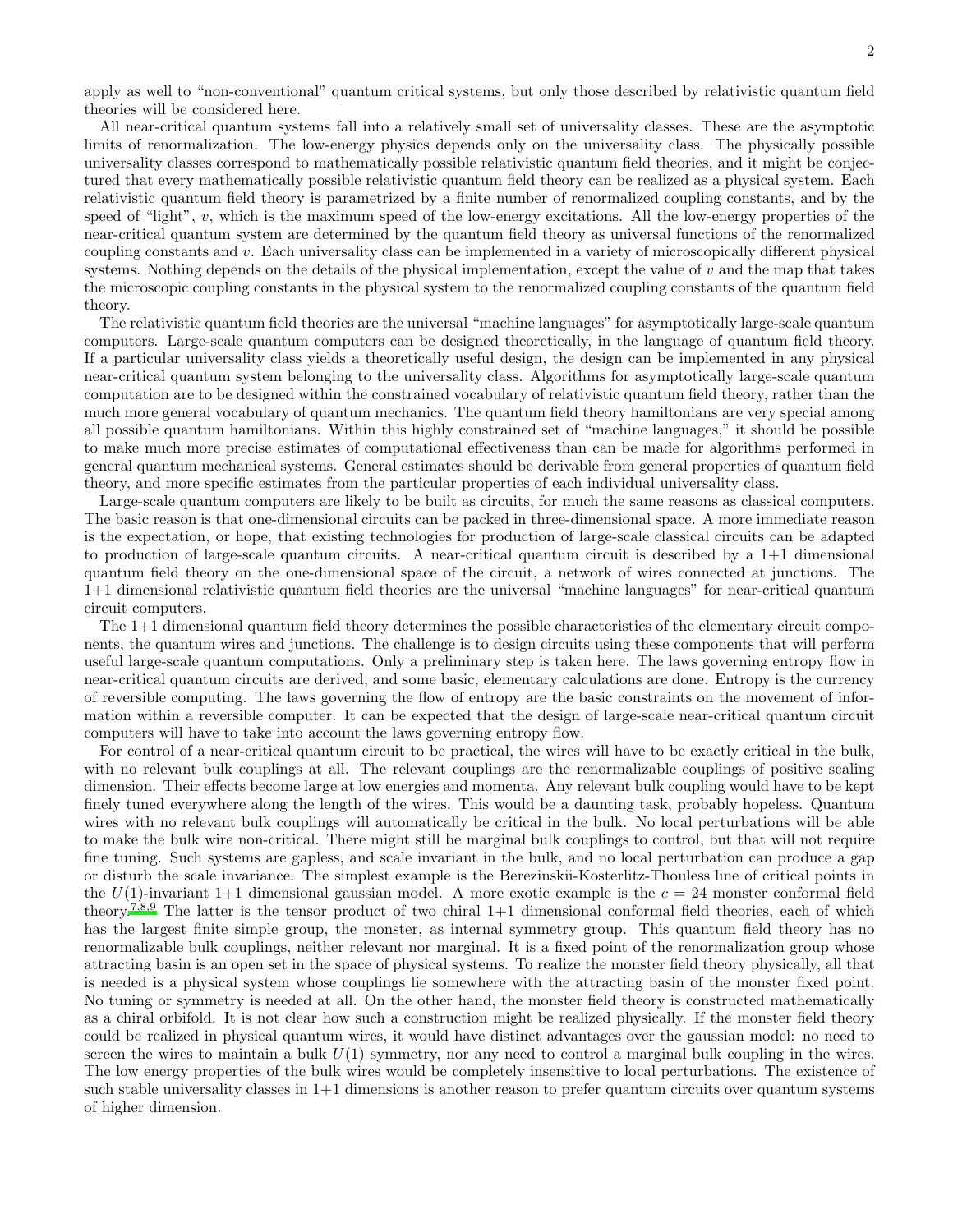apply as well to "non-conventional" quantum critical systems, but only those described by relativistic quantum field theories will be considered here.

All near-critical quantum systems fall into a relatively small set of universality classes. These are the asymptotic limits of renormalization. The low-energy physics depends only on the universality class. The physically possible universality classes correspond to mathematically possible relativistic quantum field theories, and it might be conjectured that every mathematically possible relativistic quantum field theory can be realized as a physical system. Each relativistic quantum field theory is parametrized by a finite number of renormalized coupling constants, and by the speed of "light", $v$, which is the maximum speed of the low-energy excitations. All the low-energy properties of the near-critical quantum system are determined by the quantum field theory as universal functions of the renormalized coupling constants and $v$. Each universality class can be implemented in a variety of microscopically different physical systems. Nothing depends on the details of the physical implementation, except the value of $v$ and the map that takes the microscopic coupling constants in the physical system to the renormalized coupling constants of the quantum field theory.

The relativistic quantum field theories are the universal "machine languages" for asymptotically large-scale quantum computers. Large-scale quantum computers can be designed theoretically, in the language of quantum field theory. If a particular universality class yields a theoretically useful design, the design can be implemented in any physical near-critical quantum system belonging to the universality class. Algorithms for asymptotically large-scale quantum computation are to be designed within the constrained vocabulary of relativistic quantum field theory, rather than the much more general vocabulary of quantum mechanics. The quantum field theory hamiltonians are very special among all possible quantum hamiltonians. Within this highly constrained set of "machine languages," it should be possible to make much more precise estimates of computational effectiveness than can be made for algorithms performed in general quantum mechanical systems. General estimates should be derivable from general properties of quantum field theory, and more specific estimates from the particular properties of each individual universality class.

Large-scale quantum computers are likely to be built as circuits, for much the same reasons as classical computers. The basic reason is that one-dimensional circuits can be packed in three-dimensional space. A more immediate reason is the expectation, or hope, that existing technologies for production of large-scale classical circuits can be adapted to production of large-scale quantum circuits. A near-critical quantum circuit is described by a 1+1 dimensional quantum field theory on the one-dimensional space of the circuit, a network of wires connected at junctions. The 1+1 dimensional relativistic quantum field theories are the universal "machine languages" for near-critical quantum circuit computers.

The 1+1 dimensional quantum field theory determines the possible characteristics of the elementary circuit components, the quantum wires and junctions. The challenge is to design circuits using these components that will perform useful large-scale quantum computations. Only a preliminary step is taken here. The laws governing entropy flow in near-critical quantum circuits are derived, and some basic, elementary calculations are done. Entropy is the currency of reversible computing. The laws governing the flow of entropy are the basic constraints on the movement of information within a reversible computer. It can be expected that the design of large-scale near-critical quantum circuit computers will have to take into account the laws governing entropy flow.

For control of a near-critical quantum circuit to be practical, the wires will have to be exactly critical in the bulk, with no relevant bulk couplings at all. The relevant couplings are the renormalizable couplings of positive scaling dimension. Their effects become large at low energies and momenta. Any relevant bulk coupling would have to be kept finely tuned everywhere along the length of the wires. This would be a daunting task, probably hopeless. Quantum wires with no relevant bulk couplings will automatically be critical in the bulk. No local perturbations will be able to make the bulk wire non-critical. There might still be marginal bulk couplings to control, but that will not require fine tuning. Such systems are gapless, and scale invariant in the bulk, and no local perturbation can produce a gap or disturb the scale invariance. The simplest example is the Berezinskii-Kosterlitz-Thouless line of critical points in the $U(1)$-invariant 1+1 dimensional gaussian model. A more exotic example is the $c = 24$ monster conformal field theory.[7,8,9] The latter is the tensor product of two chiral 1+1 dimensional conformal field theories, each of which has the largest finite simple group, the monster, as internal symmetry group. This quantum field theory has no renormalizable bulk couplings, neither relevant nor marginal. It is a fixed point of the renormalization group whose attracting basin is an open set in the space of physical systems. To realize the monster field theory physically, all that is needed is a physical system whose couplings lie somewhere with the attracting basin of the monster fixed point. No tuning or symmetry is needed at all. On the other hand, the monster field theory is constructed mathematically as a chiral orbifold. It is not clear how such a construction might be realized physically. If the monster field theory could be realized in physical quantum wires, it would have distinct advantages over the gaussian model: no need to screen the wires to maintain a bulk $U(1)$ symmetry, nor any need to control a marginal bulk coupling in the wires. The low energy properties of the bulk wires would be completely insensitive to local perturbations. The existence of such stable universality classes in 1+1 dimensions is another reason to prefer quantum circuits over quantum systems of higher dimension.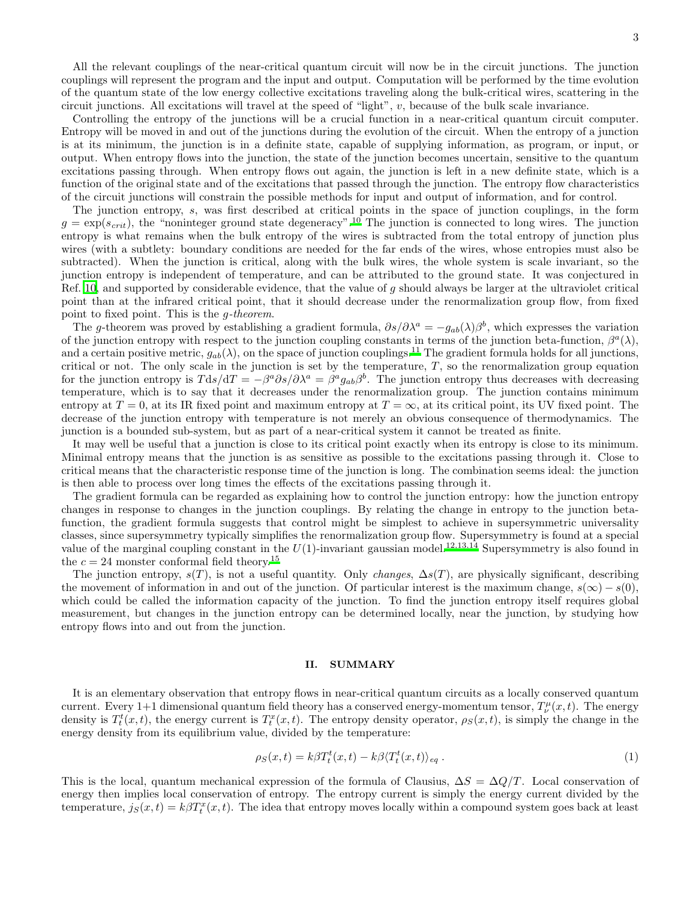All the relevant couplings of the near-critical quantum circuit will now be in the circuit junctions. The junction couplings will represent the program and the input and output. Computation will be performed by the time evolution of the quantum state of the low energy collective excitations traveling along the bulk-critical wires, scattering in the circuit junctions. All excitations will travel at the speed of "light", $v$, because of the bulk scale invariance.

Controlling the entropy of the junctions will be a crucial function in a near-critical quantum circuit computer. Entropy will be moved in and out of the junctions during the evolution of the circuit. When the entropy of a junction is at its minimum, the junction is in a definite state, capable of supplying information, as program, or input, or output. When entropy flows into the junction, the state of the junction becomes uncertain, sensitive to the quantum excitations passing through. When entropy flows out again, the junction is left in a new definite state, which is a function of the original state and of the excitations that passed through the junction. The entropy flow characteristics of the circuit junctions will constrain the possible methods for input and output of information, and for control.

The junction entropy, $s$, was first described at critical points in the space of junction couplings, in the form $g = \exp(s_{crit})$, the "noninteger ground state degeneracy".[10] The junction is connected to long wires. The junction entropy is what remains when the bulk entropy of the wires is subtracted from the total entropy of junction plus wires (with a subtlety: boundary conditions are needed for the far ends of the wires, whose entropies must also be subtracted). When the junction is critical, along with the bulk wires, the whole system is scale invariant, so the junction entropy is independent of temperature, and can be attributed to the ground state. It was conjectured in Ref. 10, and supported by considerable evidence, that the value of $g$ should always be larger at the ultraviolet critical point than at the infrared critical point, that it should decrease under the renormalization group flow, from fixed point to fixed point. This is the *g-theorem*.

The $g$-theorem was proved by establishing a gradient formula, $\partial s/\partial \lambda^a = -g_{ab}(\lambda)\beta^b$, which expresses the variation of the junction entropy with respect to the junction coupling constants in terms of the junction beta-function, $\beta^a(\lambda)$, and a certain positive metric, $g_{ab}(\lambda)$, on the space of junction couplings.[11] The gradient formula holds for all junctions, critical or not. The only scale in the junction is set by the temperature, $T$, so the renormalization group equation for the junction entropy is $T\mathrm{d}s/\mathrm{d}T = -\beta^a \partial s/\partial \lambda^a = \beta^a g_{ab}\beta^b$. The junction entropy thus decreases with decreasing temperature, which is to say that it decreases under the renormalization group. The junction contains minimum entropy at $T = 0$, at its IR fixed point and maximum entropy at $T = \infty$, at its critical point, its UV fixed point. The decrease of the junction entropy with temperature is not merely an obvious consequence of thermodynamics. The junction is a bounded sub-system, but as part of a near-critical system it cannot be treated as finite.

It may well be useful that a junction is close to its critical point exactly when its entropy is close to its minimum. Minimal entropy means that the junction is as sensitive as possible to the excitations passing through it. Close to critical means that the characteristic response time of the junction is long. The combination seems ideal: the junction is then able to process over long times the effects of the excitations passing through it.

The gradient formula can be regarded as explaining how to control the junction entropy: how the junction entropy changes in response to changes in the junction couplings. By relating the change in entropy to the junction beta-function, the gradient formula suggests that control might be simplest to achieve in supersymmetric universality classes, since supersymmetry typically simplifies the renormalization group flow. Supersymmetry is found at a special value of the marginal coupling constant in the $U(1)$-invariant gaussian model.[12,13,14] Supersymmetry is also found in the $c = 24$ monster conformal field theory.[15]

The junction entropy, $s(T)$, is not a useful quantity. Only *changes*, $\Delta s(T)$, are physically significant, describing the movement of information in and out of the junction. Of particular interest is the maximum change, $s(\infty) - s(0)$, which could be called the information capacity of the junction. To find the junction entropy itself requires global measurement, but changes in the junction entropy can be determined locally, near the junction, by studying how entropy flows into and out from the junction.

## II. SUMMARY

It is an elementary observation that entropy flows in near-critical quantum circuits as a locally conserved quantum current. Every 1+1 dimensional quantum field theory has a conserved energy-momentum tensor, $T^\mu_\nu(x,t)$. The energy density is $T^t_t(x,t)$, the energy current is $T^x_t(x,t)$. The entropy density operator, $\rho_S(x,t)$, is simply the change in the energy density from its equilibrium value, divided by the temperature:

$$\rho_S(x,t) = k\beta T^t_t(x,t) - k\beta \langle T^t_t(x,t)\rangle_{eq} \,. \tag{1}$$

This is the local, quantum mechanical expression of the formula of Clausius, $\Delta S = \Delta Q/T$. Local conservation of energy then implies local conservation of entropy. The entropy current is simply the energy current divided by the temperature, $j_S(x,t) = k\beta T^x_t(x,t)$. The idea that entropy moves locally within a compound system goes back at least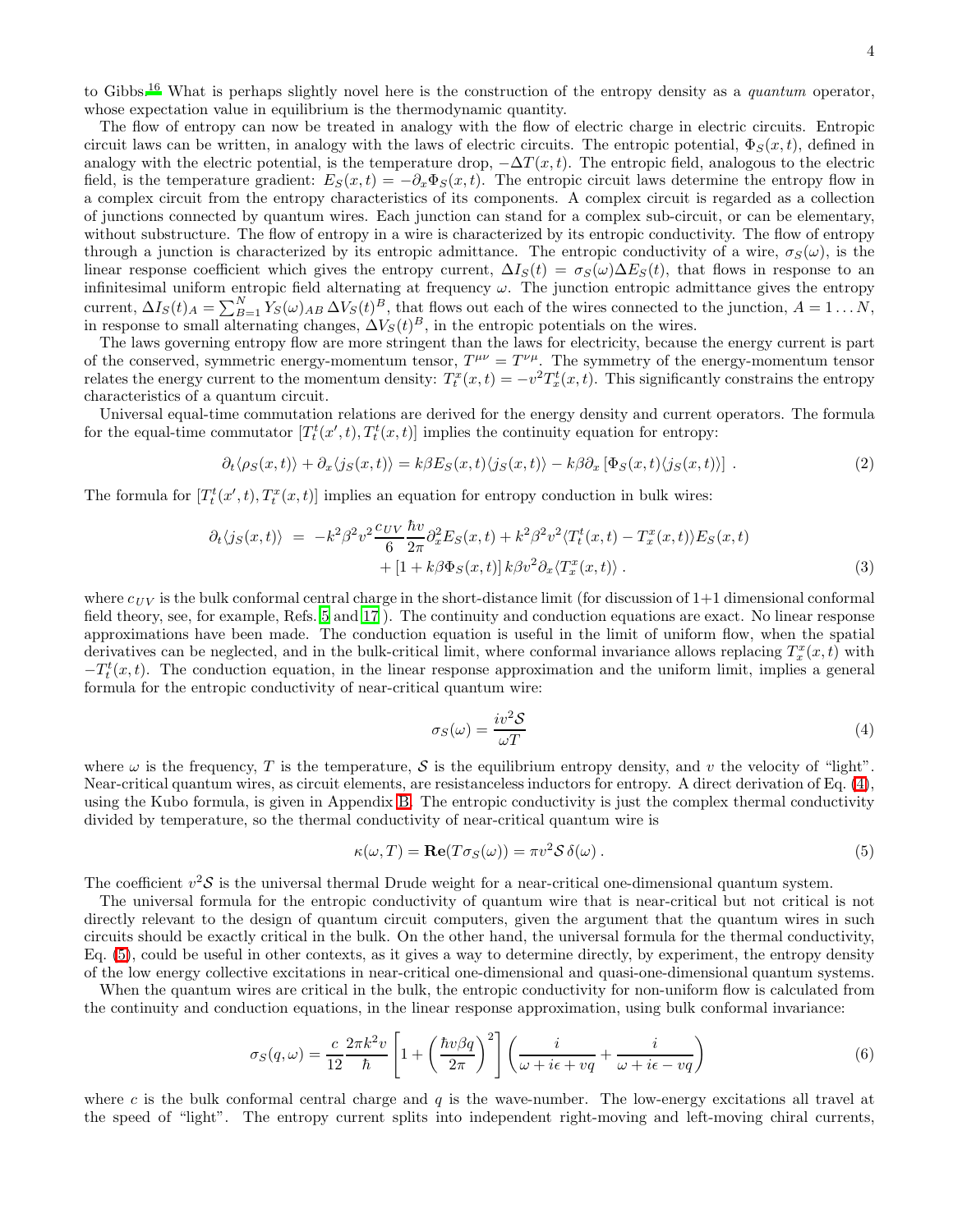to Gibbs.[16] What is perhaps slightly novel here is the construction of the entropy density as a *quantum* operator, whose expectation value in equilibrium is the thermodynamic quantity.

The flow of entropy can now be treated in analogy with the flow of electric charge in electric circuits. Entropic circuit laws can be written, in analogy with the laws of electric circuits. The entropic potential, $\Phi_S(x,t)$, defined in analogy with the electric potential, is the temperature drop, $-\Delta T(x,t)$. The entropic field, analogous to the electric field, is the temperature gradient: $E_S(x,t) = -\partial_x \Phi_S(x,t)$. The entropic circuit laws determine the entropy flow in a complex circuit from the entropy characteristics of its components. A complex circuit is regarded as a collection of junctions connected by quantum wires. Each junction can stand for a complex sub-circuit, or can be elementary, without substructure. The flow of entropy in a wire is characterized by its entropic conductivity. The flow of entropy through a junction is characterized by its entropic admittance. The entropic conductivity of a wire, $\sigma_S(\omega)$, is the linear response coefficient which gives the entropy current, $\Delta I_S(t) = \sigma_S(\omega)\Delta E_S(t)$, that flows in response to an infinitesimal uniform entropic field alternating at frequency $\omega$. The junction entropic admittance gives the entropy current, $\Delta I_S(t)_A = \sum_{B=1}^{N} Y_S(\omega)_{AB}\,\Delta V_S(t)^B$, that flows out each of the wires connected to the junction, $A = 1\ldots N$, in response to small alternating changes, $\Delta V_S(t)^B$, in the entropic potentials on the wires.

The laws governing entropy flow are more stringent than the laws for electricity, because the energy current is part of the conserved, symmetric energy-momentum tensor, $T^{\mu\nu} = T^{\nu\mu}$. The symmetry of the energy-momentum tensor relates the energy current to the momentum density: $T^x_t(x,t) = -v^2 T^t_x(x,t)$. This significantly constrains the entropy characteristics of a quantum circuit.

Universal equal-time commutation relations are derived for the energy density and current operators. The formula for the equal-time commutator $[T^t_t(x',t), T^t_t(x,t)]$ implies the continuity equation for entropy:

$$\partial_t \langle \rho_S(x,t)\rangle + \partial_x \langle j_S(x,t)\rangle = k\beta E_S(x,t)\langle j_S(x,t)\rangle - k\beta \partial_x \left[\Phi_S(x,t)\langle j_S(x,t)\rangle\right] . \tag{2}$$

The formula for $[T^t_t(x',t), T^x_t(x,t)]$ implies an equation for entropy conduction in bulk wires:

$$\begin{aligned}\partial_t \langle j_S(x,t)\rangle \;=\; & -k^2\beta^2 v^2 \frac{c_{UV}}{6}\frac{\hbar v}{2\pi}\partial_x^2 E_S(x,t) + k^2\beta^2 v^2 \langle T^t_t(x,t) - T^x_x(x,t)\rangle E_S(x,t) \\ & + \left[1 + k\beta\Phi_S(x,t)\right] k\beta v^2 \partial_x \langle T^x_x(x,t)\rangle \, . \end{aligned}\tag{3}$$

where $c_{UV}$ is the bulk conformal central charge in the short-distance limit (for discussion of 1+1 dimensional conformal field theory, see, for example, Refs. 5 and 17). The continuity and conduction equations are exact. No linear response approximations have been made. The conduction equation is useful in the limit of uniform flow, when the spatial derivatives can be neglected, and in the bulk-critical limit, where conformal invariance allows replacing $T^x_x(x,t)$ with $-T^t_t(x,t)$. The conduction equation, in the linear response approximation and the uniform limit, implies a general formula for the entropic conductivity of near-critical quantum wire:

$$\sigma_S(\omega) = \frac{iv^2\mathcal{S}}{\omega T} \tag{4}$$

where $\omega$ is the frequency, $T$ is the temperature, $\mathcal{S}$ is the equilibrium entropy density, and $v$ the velocity of "light". Near-critical quantum wires, as circuit elements, are resistanceless inductors for entropy. A direct derivation of Eq. (4), using the Kubo formula, is given in Appendix B. The entropic conductivity is just the complex thermal conductivity divided by temperature, so the thermal conductivity of near-critical quantum wire is

$$\kappa(\omega, T) = \mathbf{Re}(T\sigma_S(\omega)) = \pi v^2 \mathcal{S}\,\delta(\omega)\, . \tag{5}$$

The coefficient $v^2\mathcal{S}$ is the universal thermal Drude weight for a near-critical one-dimensional quantum system.

The universal formula for the entropic conductivity of quantum wire that is near-critical but not critical is not directly relevant to the design of quantum circuit computers, given the argument that the quantum wires in such circuits should be exactly critical in the bulk. On the other hand, the universal formula for the thermal conductivity, Eq. (5), could be useful in other contexts, as it gives a way to determine directly, by experiment, the entropy density of the low energy collective excitations in near-critical one-dimensional and quasi-one-dimensional quantum systems.

When the quantum wires are critical in the bulk, the entropic conductivity for non-uniform flow is calculated from the continuity and conduction equations, in the linear response approximation, using bulk conformal invariance:

$$\sigma_S(q,\omega) = \frac{c}{12}\frac{2\pi k^2 v}{\hbar}\left[1 + \left(\frac{\hbar v\beta q}{2\pi}\right)^2\right]\left(\frac{i}{\omega + i\epsilon + vq} + \frac{i}{\omega + i\epsilon - vq}\right) \tag{6}$$

where $c$ is the bulk conformal central charge and $q$ is the wave-number. The low-energy excitations all travel at the speed of "light". The entropy current splits into independent right-moving and left-moving chiral currents,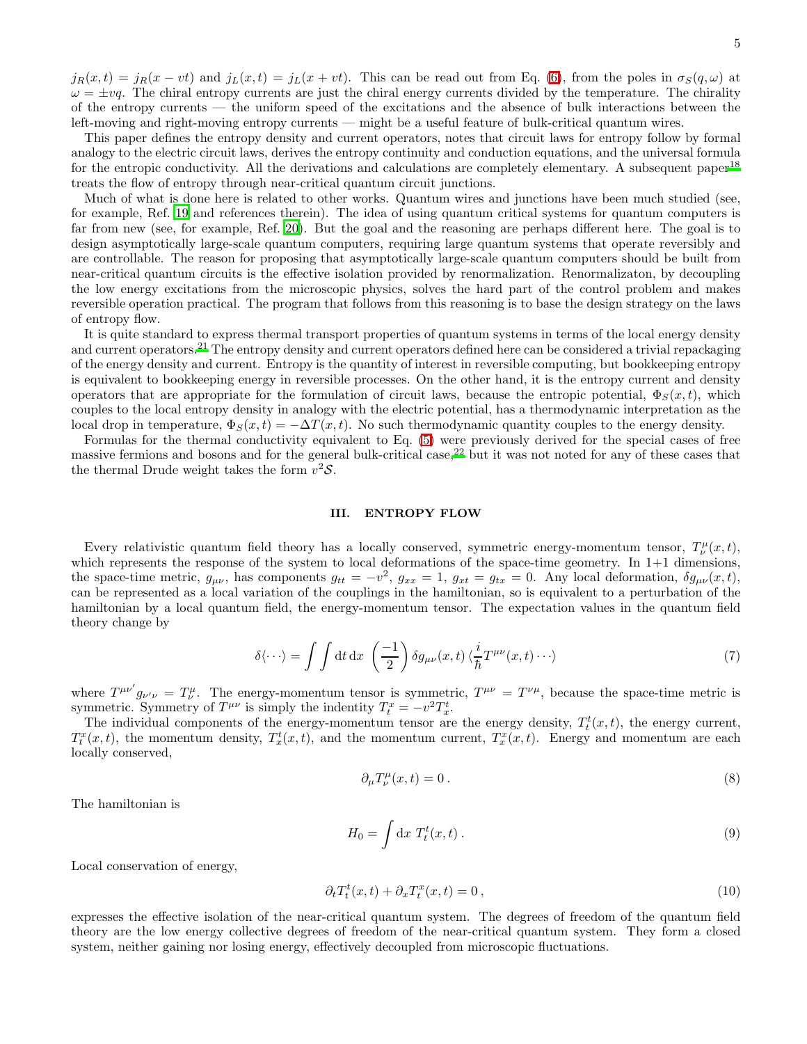$j_R(x,t) = j_R(x - vt)$ and $j_L(x,t) = j_L(x + vt)$. This can be read out from Eq. (6), from the poles in $\sigma_S(q,\omega)$ at $\omega = \pm vq$. The chiral entropy currents are just the chiral energy currents divided by the temperature. The chirality of the entropy currents — the uniform speed of the excitations and the absence of bulk interactions between the left-moving and right-moving entropy currents — might be a useful feature of bulk-critical quantum wires.

This paper defines the entropy density and current operators, notes that circuit laws for entropy follow by formal analogy to the electric circuit laws, derives the entropy continuity and conduction equations, and the universal formula for the entropic conductivity. All the derivations and calculations are completely elementary. A subsequent paper[18] treats the flow of entropy through near-critical quantum circuit junctions.

Much of what is done here is related to other works. Quantum wires and junctions have been much studied (see, for example, Ref. 19 and references therein). The idea of using quantum critical systems for quantum computers is far from new (see, for example, Ref. 20). But the goal and the reasoning are perhaps different here. The goal is to design asymptotically large-scale quantum computers, requiring large quantum systems that operate reversibly and are controllable. The reason for proposing that asymptotically large-scale quantum computers should be built from near-critical quantum circuits is the effective isolation provided by renormalization. Renormalizaton, by decoupling the low energy excitations from the microscopic physics, solves the hard part of the control problem and makes reversible operation practical. The program that follows from this reasoning is to base the design strategy on the laws of entropy flow.

It is quite standard to express thermal transport properties of quantum systems in terms of the local energy density and current operators.[21] The entropy density and current operators defined here can be considered a trivial repackaging of the energy density and current. Entropy is the quantity of interest in reversible computing, but bookkeeping entropy is equivalent to bookkeeping energy in reversible processes. On the other hand, it is the entropy current and density operators that are appropriate for the formulation of circuit laws, because the entropic potential, $\Phi_S(x,t)$, which couples to the local entropy density in analogy with the electric potential, has a thermodynamic interpretation as the local drop in temperature, $\Phi_S(x,t) = -\Delta T(x,t)$. No such thermodynamic quantity couples to the energy density.

Formulas for the thermal conductivity equivalent to Eq. (5) were previously derived for the special cases of free massive fermions and bosons and for the general bulk-critical case,[22] but it was not noted for any of these cases that the thermal Drude weight takes the form $v^2\mathcal{S}$.

## III. ENTROPY FLOW

Every relativistic quantum field theory has a locally conserved, symmetric energy-momentum tensor, $T^\mu_\nu(x,t)$, which represents the response of the system to local deformations of the space-time geometry. In 1+1 dimensions, the space-time metric, $g_{\mu\nu}$, has components $g_{tt} = -v^2$, $g_{xx} = 1$, $g_{xt} = g_{tx} = 0$. Any local deformation, $\delta g_{\mu\nu}(x,t)$, can be represented as a local variation of the couplings in the hamiltonian, so is equivalent to a perturbation of the hamiltonian by a local quantum field, the energy-momentum tensor. The expectation values in the quantum field theory change by

$$\delta\langle\cdots\rangle = \int\int \mathrm{d}t\,\mathrm{d}x\;\left(\frac{-1}{2}\right)\delta g_{\mu\nu}(x,t)\,\langle\frac{i}{\hbar}T^{\mu\nu}(x,t)\cdots\rangle \tag{7}$$

where $T^{\mu\nu'}g_{\nu'\nu} = T^\mu_\nu$. The energy-momentum tensor is symmetric, $T^{\mu\nu} = T^{\nu\mu}$, because the space-time metric is symmetric. Symmetry of $T^{\mu\nu}$ is simply the indentity $T^x_t = -v^2 T^t_x$.

The individual components of the energy-momentum tensor are the energy density, $T^t_t(x,t)$, the energy current, $T^x_t(x,t)$, the momentum density, $T^t_x(x,t)$, and the momentum current, $T^x_x(x,t)$. Energy and momentum are each locally conserved,

$$\partial_\mu T^\mu_\nu(x,t) = 0\,. \tag{8}$$

The hamiltonian is

$$H_0 = \int \mathrm{d}x\;T^t_t(x,t)\,. \tag{9}$$

Local conservation of energy,

$$\partial_t T^t_t(x,t) + \partial_x T^x_t(x,t) = 0\,, \tag{10}$$

expresses the effective isolation of the near-critical quantum system. The degrees of freedom of the quantum field theory are the low energy collective degrees of freedom of the near-critical quantum system. They form a closed system, neither gaining nor losing energy, effectively decoupled from microscopic fluctuations.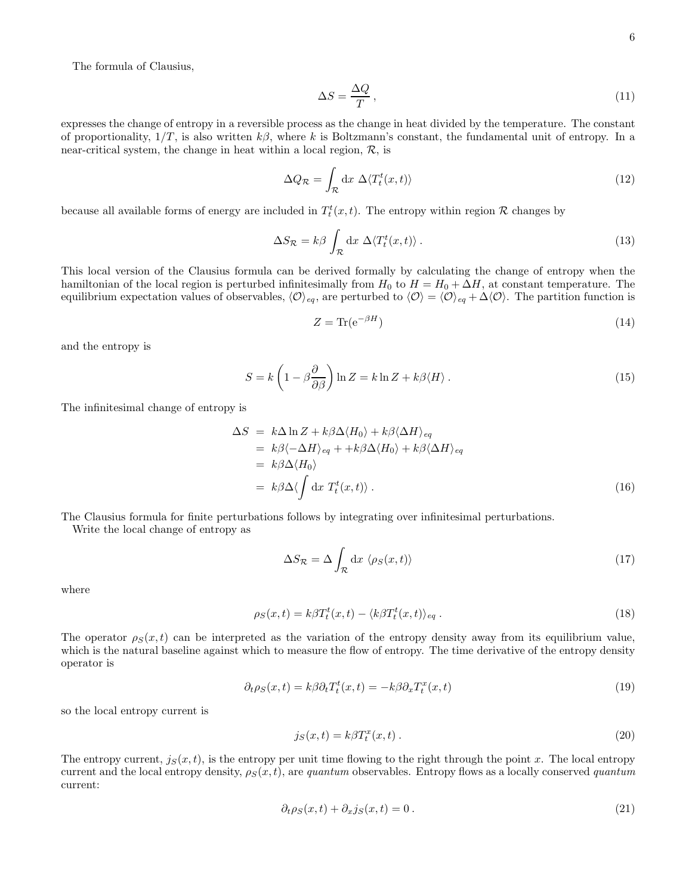The formula of Clausius,

$$\Delta S = \frac{\Delta Q}{T}\,, \tag{11}$$

expresses the change of entropy in a reversible process as the change in heat divided by the temperature. The constant of proportionality, $1/T$, is also written $k\beta$, where $k$ is Boltzmann's constant, the fundamental unit of entropy. In a near-critical system, the change in heat within a local region, $\mathcal{R}$, is

$$\Delta Q_{\mathcal{R}} = \int_{\mathcal{R}} \mathrm{d}x\ \Delta\langle T^t_t(x,t)\rangle \tag{12}$$

because all available forms of energy are included in $T^t_t(x,t)$. The entropy within region $\mathcal{R}$ changes by

$$\Delta S_{\mathcal{R}} = k\beta \int_{\mathcal{R}} \mathrm{d}x\ \Delta\langle T^t_t(x,t)\rangle\,. \tag{13}$$

This local version of the Clausius formula can be derived formally by calculating the change of entropy when the hamiltonian of the local region is perturbed infinitesimally from $H_0$ to $H = H_0 + \Delta H$, at constant temperature. The equilibrium expectation values of observables, $\langle\mathcal{O}\rangle_{eq}$, are perturbed to $\langle\mathcal{O}\rangle = \langle\mathcal{O}\rangle_{eq} + \Delta\langle\mathcal{O}\rangle$. The partition function is

$$Z = \mathrm{Tr}(\mathrm{e}^{-\beta H}) \tag{14}$$

and the entropy is

$$S = k\left(1 - \beta\frac{\partial}{\partial\beta}\right)\ln Z = k\ln Z + k\beta\langle H\rangle\,. \tag{15}$$

The infinitesimal change of entropy is

$$\begin{aligned}
\Delta S &= k\Delta\ln Z + k\beta\Delta\langle H_0\rangle + k\beta\langle\Delta H\rangle_{eq} \\
&= k\beta\langle-\Delta H\rangle_{eq} + +k\beta\Delta\langle H_0\rangle + k\beta\langle\Delta H\rangle_{eq} \\
&= k\beta\Delta\langle H_0\rangle \\
&= k\beta\Delta\langle\int \mathrm{d}x\ T^t_t(x,t)\rangle\,.
\end{aligned} \tag{16}$$

The Clausius formula for finite perturbations follows by integrating over infinitesimal perturbations.

Write the local change of entropy as

$$\Delta S_{\mathcal{R}} = \Delta\int_{\mathcal{R}} \mathrm{d}x\ \langle\rho_S(x,t)\rangle \tag{17}$$

where

$$\rho_S(x,t) = k\beta T^t_t(x,t) - \langle k\beta T^t_t(x,t)\rangle_{eq}\,. \tag{18}$$

The operator $\rho_S(x,t)$ can be interpreted as the variation of the entropy density away from its equilibrium value, which is the natural baseline against which to measure the flow of entropy. The time derivative of the entropy density operator is

$$\partial_t\rho_S(x,t) = k\beta\partial_t T^t_t(x,t) = -k\beta\partial_x T^x_t(x,t) \tag{19}$$

so the local entropy current is

$$j_S(x,t) = k\beta T^x_t(x,t)\,. \tag{20}$$

The entropy current, $j_S(x,t)$, is the entropy per unit time flowing to the right through the point $x$. The local entropy current and the local entropy density, $\rho_S(x,t)$, are *quantum* observables. Entropy flows as a locally conserved *quantum* current:

$$\partial_t\rho_S(x,t) + \partial_x j_S(x,t) = 0\,. \tag{21}$$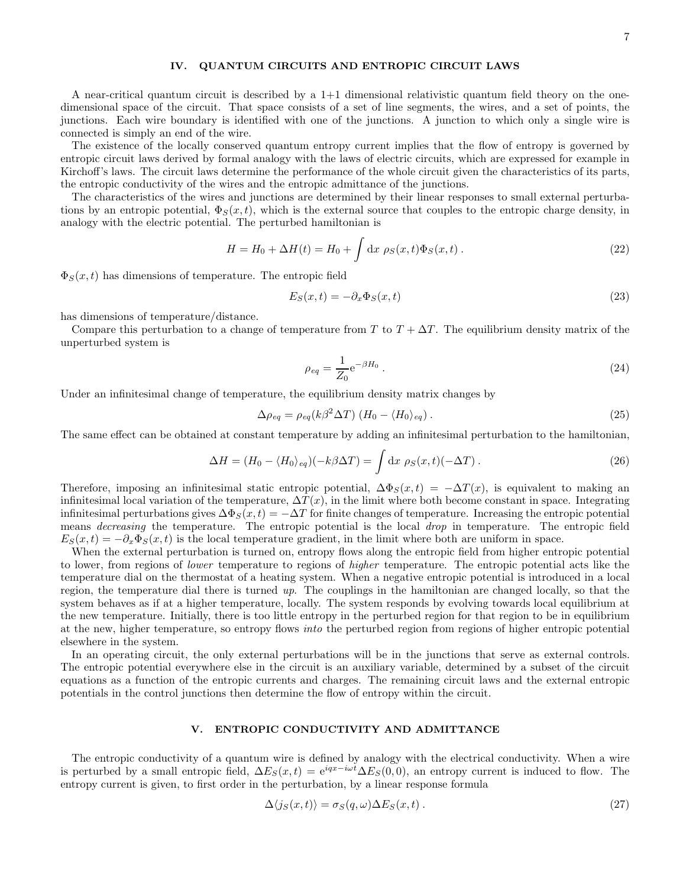## IV. QUANTUM CIRCUITS AND ENTROPIC CIRCUIT LAWS

A near-critical quantum circuit is described by a 1+1 dimensional relativistic quantum field theory on the one-dimensional space of the circuit. That space consists of a set of line segments, the wires, and a set of points, the junctions. Each wire boundary is identified with one of the junctions. A junction to which only a single wire is connected is simply an end of the wire.

The existence of the locally conserved quantum entropy current implies that the flow of entropy is governed by entropic circuit laws derived by formal analogy with the laws of electric circuits, which are expressed for example in Kirchoff's laws. The circuit laws determine the performance of the whole circuit given the characteristics of its parts, the entropic conductivity of the wires and the entropic admittance of the junctions.

The characteristics of the wires and junctions are determined by their linear responses to small external perturbations by an entropic potential, $\Phi_S(x,t)$, which is the external source that couples to the entropic charge density, in analogy with the electric potential. The perturbed hamiltonian is

$$H = H_0 + \Delta H(t) = H_0 + \int \mathrm{d}x\ \rho_S(x,t)\Phi_S(x,t)\,. \tag{22}$$

$\Phi_S(x,t)$ has dimensions of temperature. The entropic field

$$E_S(x,t) = -\partial_x \Phi_S(x,t) \tag{23}$$

has dimensions of temperature/distance.

Compare this perturbation to a change of temperature from $T$ to $T + \Delta T$. The equilibrium density matrix of the unperturbed system is

$$\rho_{eq} = \frac{1}{Z_0}\mathrm{e}^{-\beta H_0}\,. \tag{24}$$

Under an infinitesimal change of temperature, the equilibrium density matrix changes by

$$\Delta\rho_{eq} = \rho_{eq}(k\beta^2\Delta T)\ (H_0 - \langle H_0\rangle_{eq})\,. \tag{25}$$

The same effect can be obtained at constant temperature by adding an infinitesimal perturbation to the hamiltonian,

$$\Delta H = (H_0 - \langle H_0\rangle_{eq})(-k\beta\Delta T) = \int \mathrm{d}x\ \rho_S(x,t)(-\Delta T)\,. \tag{26}$$

Therefore, imposing an infinitesimal static entropic potential, $\Delta\Phi_S(x,t) = -\Delta T(x)$, is equivalent to making an infinitesimal local variation of the temperature, $\Delta T(x)$, in the limit where both become constant in space. Integrating infinitesimal perturbations gives $\Delta\Phi_S(x,t) = -\Delta T$ for finite changes of temperature. Increasing the entropic potential means *decreasing* the temperature. The entropic potential is the local *drop* in temperature. The entropic field $E_S(x,t) = -\partial_x\Phi_S(x,t)$ is the local temperature gradient, in the limit where both are uniform in space.

When the external perturbation is turned on, entropy flows along the entropic field from higher entropic potential to lower, from regions of *lower* temperature to regions of *higher* temperature. The entropic potential acts like the temperature dial on the thermostat of a heating system. When a negative entropic potential is introduced in a local region, the temperature dial there is turned *up*. The couplings in the hamiltonian are changed locally, so that the system behaves as if at a higher temperature, locally. The system responds by evolving towards local equilibrium at the new temperature. Initially, there is too little entropy in the perturbed region for that region to be in equilibrium at the new, higher temperature, so entropy flows *into* the perturbed region from regions of higher entropic potential elsewhere in the system.

In an operating circuit, the only external perturbations will be in the junctions that serve as external controls. The entropic potential everywhere else in the circuit is an auxiliary variable, determined by a subset of the circuit equations as a function of the entropic currents and charges. The remaining circuit laws and the external entropic potentials in the control junctions then determine the flow of entropy within the circuit.

## V. ENTROPIC CONDUCTIVITY AND ADMITTANCE

The entropic conductivity of a quantum wire is defined by analogy with the electrical conductivity. When a wire is perturbed by a small entropic field, $\Delta E_S(x,t) = \mathrm{e}^{iqx-i\omega t}\Delta E_S(0,0)$, an entropy current is induced to flow. The entropy current is given, to first order in the perturbation, by a linear response formula

$$\Delta\langle j_S(x,t)\rangle = \sigma_S(q,\omega)\Delta E_S(x,t)\,. \tag{27}$$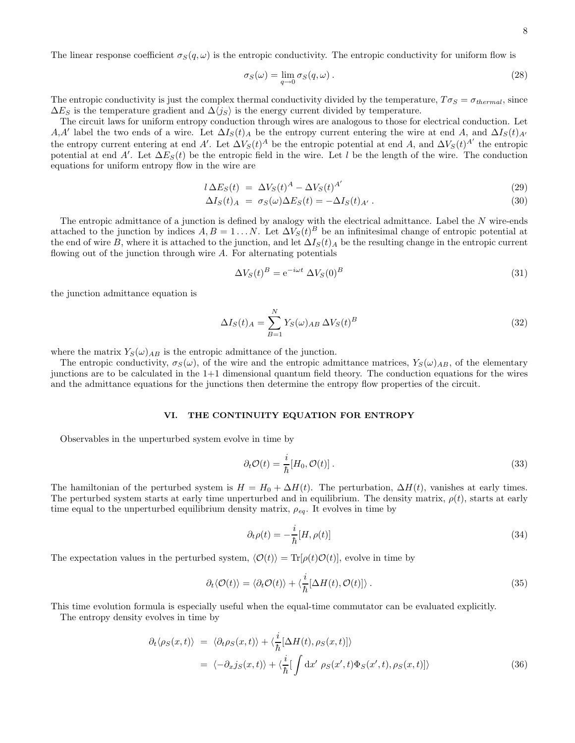The linear response coefficient $\sigma_S(q,\omega)$ is the entropic conductivity. The entropic conductivity for uniform flow is

$$\sigma_S(\omega) = \lim_{q\to 0} \sigma_S(q,\omega)\,. \tag{28}$$

The entropic conductivity is just the complex thermal conductivity divided by the temperature, $T\sigma_S = \sigma_{thermal}$, since $\Delta E_S$ is the temperature gradient and $\Delta\langle j_S\rangle$ is the energy current divided by temperature.

The circuit laws for uniform entropy conduction through wires are analogous to those for electrical conduction. Let $A$,$A'$ label the two ends of a wire. Let $\Delta I_S(t)_A$ be the entropy current entering the wire at end $A$, and $\Delta I_S(t)_{A'}$ the entropy current entering at end $A'$. Let $\Delta V_S(t)^A$ be the entropic potential at end $A$, and $\Delta V_S(t)^{A'}$ the entropic potential at end $A'$. Let $\Delta E_S(t)$ be the entropic field in the wire. Let $l$ be the length of the wire. The conduction equations for uniform entropy flow in the wire are

$$l\,\Delta E_S(t) \;=\; \Delta V_S(t)^A - \Delta V_S(t)^{A'} \tag{29}$$

$$\Delta I_S(t)_A \;=\; \sigma_S(\omega)\Delta E_S(t) = -\Delta I_S(t)_{A'}\,. \tag{30}$$

The entropic admittance of a junction is defined by analogy with the electrical admittance. Label the $N$ wire-ends attached to the junction by indices $A,B = 1\ldots N$. Let $\Delta V_S(t)^B$ be an infinitesimal change of entropic potential at the end of wire $B$, where it is attached to the junction, and let $\Delta I_S(t)_A$ be the resulting change in the entropic current flowing out of the junction through wire $A$. For alternating potentials

$$\Delta V_S(t)^B = \mathrm{e}^{-i\omega t}\;\Delta V_S(0)^B \tag{31}$$

the junction admittance equation is

$$\Delta I_S(t)_A = \sum_{B=1}^{N} Y_S(\omega)_{AB}\,\Delta V_S(t)^B \tag{32}$$

where the matrix $Y_S(\omega)_{AB}$ is the entropic admittance of the junction.

The entropic conductivity, $\sigma_S(\omega)$, of the wire and the entropic admittance matrices, $Y_S(\omega)_{AB}$, of the elementary junctions are to be calculated in the 1+1 dimensional quantum field theory. The conduction equations for the wires and the admittance equations for the junctions then determine the entropy flow properties of the circuit.

## VI. THE CONTINUITY EQUATION FOR ENTROPY

Observables in the unperturbed system evolve in time by

$$\partial_t \mathcal{O}(t) = \frac{i}{\hbar}[H_0, \mathcal{O}(t)]\,. \tag{33}$$

The hamiltonian of the perturbed system is $H = H_0 + \Delta H(t)$. The perturbation, $\Delta H(t)$, vanishes at early times. The perturbed system starts at early time unperturbed and in equilibrium. The density matrix, $\rho(t)$, starts at early time equal to the unperturbed equilibrium density matrix, $\rho_{eq}$. It evolves in time by

$$\partial_t \rho(t) = -\frac{i}{\hbar}[H, \rho(t)] \tag{34}$$

The expectation values in the perturbed system, $\langle \mathcal{O}(t)\rangle = \mathrm{Tr}[\rho(t)\mathcal{O}(t)]$, evolve in time by

$$\partial_t\langle \mathcal{O}(t)\rangle = \langle \partial_t \mathcal{O}(t)\rangle + \langle \frac{i}{\hbar}[\Delta H(t), \mathcal{O}(t)]\rangle\,. \tag{35}$$

This time evolution formula is especially useful when the equal-time commutator can be evaluated explicitly.

The entropy density evolves in time by

$$\begin{aligned}
\partial_t\langle \rho_S(x,t)\rangle \;&=\; \langle \partial_t \rho_S(x,t)\rangle + \langle \frac{i}{\hbar}[\Delta H(t), \rho_S(x,t)]\rangle \\
&=\; \langle -\partial_x j_S(x,t)\rangle + \langle \frac{i}{\hbar}[\int \mathrm{d}x'\;\rho_S(x',t)\Phi_S(x',t), \rho_S(x,t)]\rangle
\end{aligned} \tag{36}$$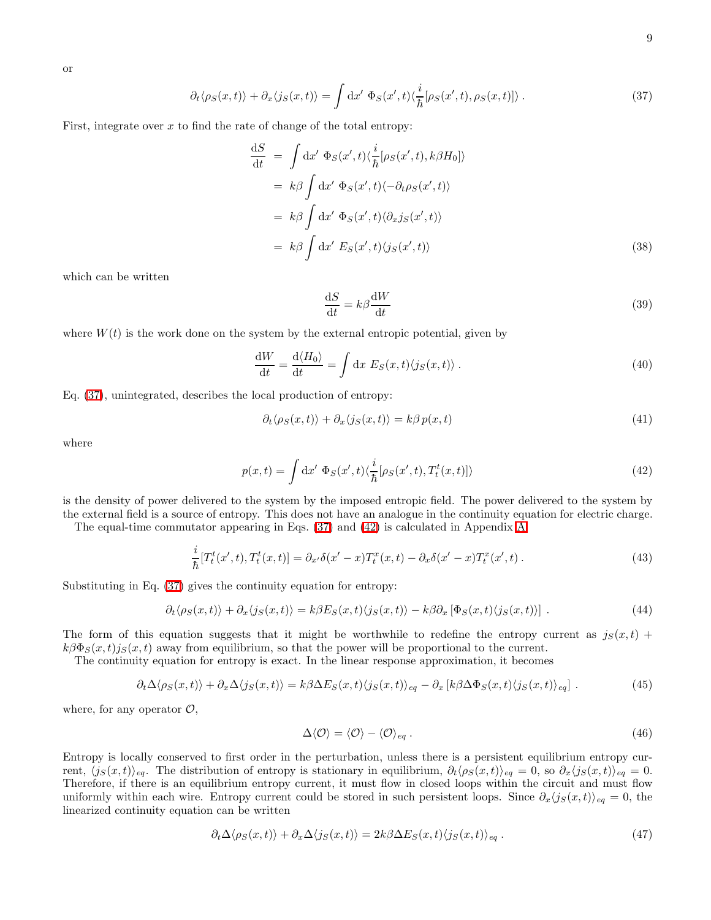or

$$\partial_t \langle \rho_S(x,t) \rangle + \partial_x \langle j_S(x,t) \rangle = \int \mathrm{d}x' \; \Phi_S(x',t) \langle \frac{i}{\hbar}[\rho_S(x',t), \rho_S(x,t)] \rangle \,. \tag{37}$$

First, integrate over $x$ to find the rate of change of the total entropy:

$$\begin{aligned}
\frac{\mathrm{d}S}{\mathrm{d}t} &= \int \mathrm{d}x' \; \Phi_S(x',t) \langle \frac{i}{\hbar}[\rho_S(x',t), k\beta H_0] \rangle \\
&= k\beta \int \mathrm{d}x' \; \Phi_S(x',t) \langle -\partial_t \rho_S(x',t) \rangle \\
&= k\beta \int \mathrm{d}x' \; \Phi_S(x',t) \langle \partial_x j_S(x',t) \rangle \\
&= k\beta \int \mathrm{d}x' \; E_S(x',t) \langle j_S(x',t) \rangle
\end{aligned} \tag{38}$$

which can be written

$$\frac{\mathrm{d}S}{\mathrm{d}t} = k\beta \frac{\mathrm{d}W}{\mathrm{d}t} \tag{39}$$

where $W(t)$ is the work done on the system by the external entropic potential, given by

$$\frac{\mathrm{d}W}{\mathrm{d}t} = \frac{\mathrm{d}\langle H_0 \rangle}{\mathrm{d}t} = \int \mathrm{d}x \; E_S(x,t) \langle j_S(x,t) \rangle \,. \tag{40}$$

Eq. (37), unintegrated, describes the local production of entropy:

$$\partial_t \langle \rho_S(x,t) \rangle + \partial_x \langle j_S(x,t) \rangle = k\beta \, p(x,t) \tag{41}$$

where

$$p(x,t) = \int \mathrm{d}x' \; \Phi_S(x',t) \langle \frac{i}{\hbar}[\rho_S(x',t), T^t_t(x,t)] \rangle \tag{42}$$

is the density of power delivered to the system by the imposed entropic field. The power delivered to the system by the external field is a source of entropy. This does not have an analogue in the continuity equation for electric charge.

The equal-time commutator appearing in Eqs. (37) and (42) is calculated in Appendix A

$$\frac{i}{\hbar}[T^t_t(x',t), T^t_t(x,t)] = \partial_{x'} \delta(x'-x) T^x_t(x,t) - \partial_x \delta(x'-x) T^x_t(x',t) \,. \tag{43}$$

Substituting in Eq. (37) gives the continuity equation for entropy:

$$\partial_t \langle \rho_S(x,t) \rangle + \partial_x \langle j_S(x,t) \rangle = k\beta E_S(x,t) \langle j_S(x,t) \rangle - k\beta \partial_x \left[ \Phi_S(x,t) \langle j_S(x,t) \rangle \right] \,. \tag{44}$$

The form of this equation suggests that it might be worthwhile to redefine the entropy current as $j_S(x,t) + k\beta \Phi_S(x,t) j_S(x,t)$ away from equilibrium, so that the power will be proportional to the current.

The continuity equation for entropy is exact. In the linear response approximation, it becomes

$$\partial_t \Delta \langle \rho_S(x,t) \rangle + \partial_x \Delta \langle j_S(x,t) \rangle = k\beta \Delta E_S(x,t) \langle j_S(x,t) \rangle_{eq} - \partial_x \left[ k\beta \Delta \Phi_S(x,t) \langle j_S(x,t) \rangle_{eq} \right] \,. \tag{45}$$

where, for any operator $\mathcal{O}$,

$$\Delta \langle \mathcal{O} \rangle = \langle \mathcal{O} \rangle - \langle \mathcal{O} \rangle_{eq} \,. \tag{46}$$

Entropy is locally conserved to first order in the perturbation, unless there is a persistent equilibrium entropy current, $\langle j_S(x,t) \rangle_{eq}$. The distribution of entropy is stationary in equilibrium, $\partial_t \langle \rho_S(x,t) \rangle_{eq} = 0$, so $\partial_x \langle j_S(x,t) \rangle_{eq} = 0$. Therefore, if there is an equilibrium entropy current, it must flow in closed loops within the circuit and must flow uniformly within each wire. Entropy current could be stored in such persistent loops. Since $\partial_x \langle j_S(x,t) \rangle_{eq} = 0$, the linearized continuity equation can be written

$$\partial_t \Delta \langle \rho_S(x,t) \rangle + \partial_x \Delta \langle j_S(x,t) \rangle = 2k\beta \Delta E_S(x,t) \langle j_S(x,t) \rangle_{eq} \,. \tag{47}$$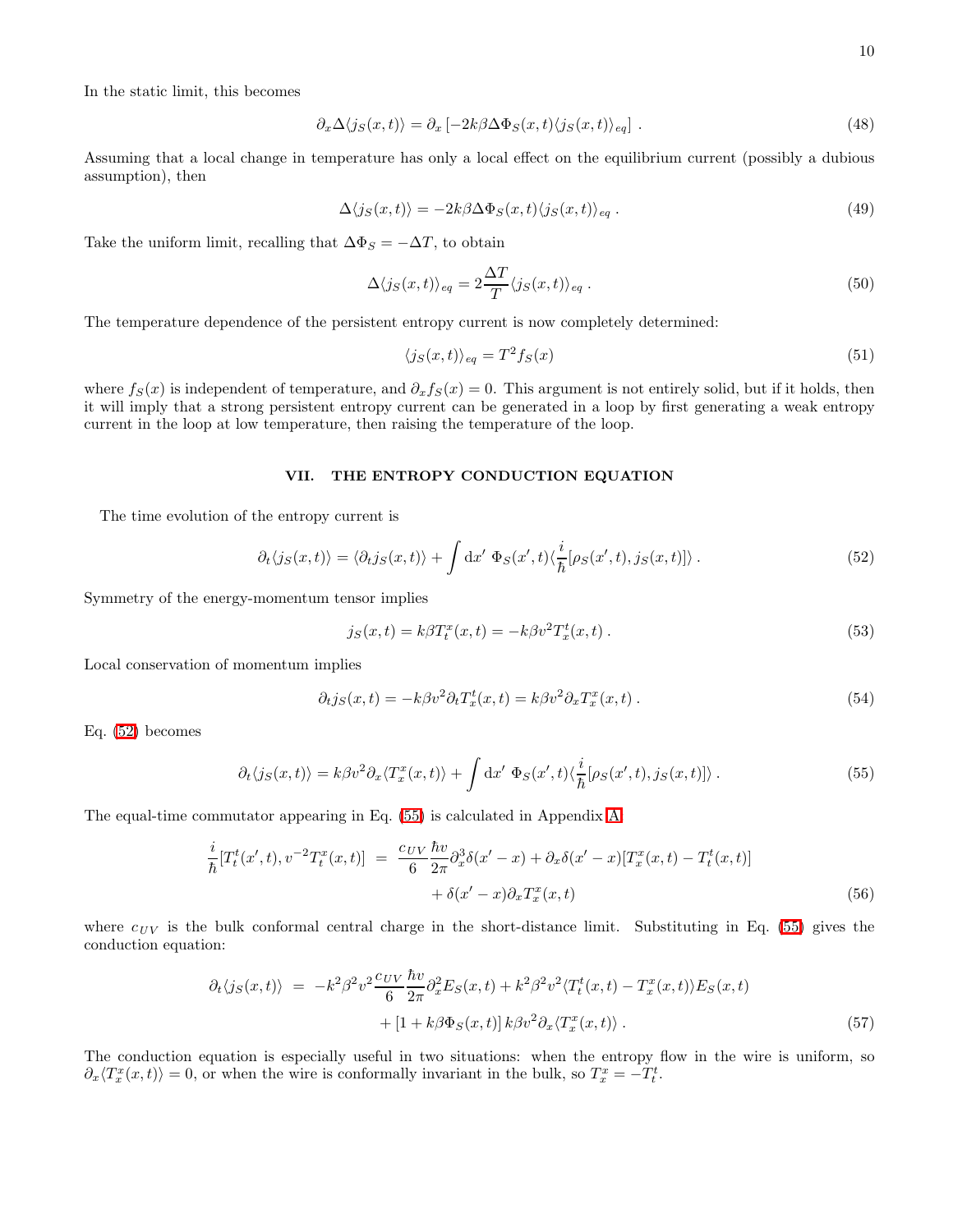In the static limit, this becomes

$$\partial_x \Delta\langle j_S(x,t)\rangle = \partial_x \left[-2k\beta\Delta\Phi_S(x,t)\langle j_S(x,t)\rangle_{eq}\right] . \tag{48}$$

Assuming that a local change in temperature has only a local effect on the equilibrium current (possibly a dubious assumption), then

$$\Delta\langle j_S(x,t)\rangle = -2k\beta\Delta\Phi_S(x,t)\langle j_S(x,t)\rangle_{eq} . \tag{49}$$

Take the uniform limit, recalling that $\Delta\Phi_S = -\Delta T$, to obtain

$$\Delta\langle j_S(x,t)\rangle_{eq} = 2\frac{\Delta T}{T}\langle j_S(x,t)\rangle_{eq} . \tag{50}$$

The temperature dependence of the persistent entropy current is now completely determined:

$$\langle j_S(x,t)\rangle_{eq} = T^2 f_S(x) \tag{51}$$

where $f_S(x)$ is independent of temperature, and $\partial_x f_S(x) = 0$. This argument is not entirely solid, but if it holds, then it will imply that a strong persistent entropy current can be generated in a loop by first generating a weak entropy current in the loop at low temperature, then raising the temperature of the loop.

## VII. THE ENTROPY CONDUCTION EQUATION

The time evolution of the entropy current is

$$\partial_t\langle j_S(x,t)\rangle = \langle\partial_t j_S(x,t)\rangle + \int \mathrm{d}x'\ \Phi_S(x',t)\langle\frac{i}{\hbar}[\rho_S(x',t), j_S(x,t)]\rangle . \tag{52}$$

Symmetry of the energy-momentum tensor implies

$$j_S(x,t) = k\beta T^x_t(x,t) = -k\beta v^2 T^t_x(x,t) . \tag{53}$$

Local conservation of momentum implies

$$\partial_t j_S(x,t) = -k\beta v^2\partial_t T^t_x(x,t) = k\beta v^2\partial_x T^x_x(x,t) . \tag{54}$$

Eq. (52) becomes

$$\partial_t\langle j_S(x,t)\rangle = k\beta v^2\partial_x\langle T^x_x(x,t)\rangle + \int \mathrm{d}x'\ \Phi_S(x',t)\langle\frac{i}{\hbar}[\rho_S(x',t), j_S(x,t)]\rangle . \tag{55}$$

The equal-time commutator appearing in Eq. (55) is calculated in Appendix A:

$$\begin{aligned}\frac{i}{\hbar}[T^t_t(x',t), v^{-2}T^x_t(x,t)] &= \frac{c_{UV}}{6}\frac{\hbar v}{2\pi}\partial^3_x\delta(x'-x) + \partial_x\delta(x'-x)[T^x_x(x,t) - T^t_t(x,t)] \\ &\quad + \delta(x'-x)\partial_x T^x_x(x,t)\end{aligned} \tag{56}$$

where $c_{UV}$ is the bulk conformal central charge in the short-distance limit. Substituting in Eq. (55) gives the conduction equation:

$$\begin{aligned}\partial_t\langle j_S(x,t)\rangle &= -k^2\beta^2 v^2\frac{c_{UV}}{6}\frac{\hbar v}{2\pi}\partial^2_x E_S(x,t) + k^2\beta^2 v^2\langle T^t_t(x,t) - T^x_x(x,t)\rangle E_S(x,t) \\ &\quad + [1 + k\beta\Phi_S(x,t)]\, k\beta v^2\partial_x\langle T^x_x(x,t)\rangle .\end{aligned} \tag{57}$$

The conduction equation is especially useful in two situations: when the entropy flow in the wire is uniform, so $\partial_x\langle T^x_x(x,t)\rangle = 0$, or when the wire is conformally invariant in the bulk, so $T^x_x = -T^t_t$.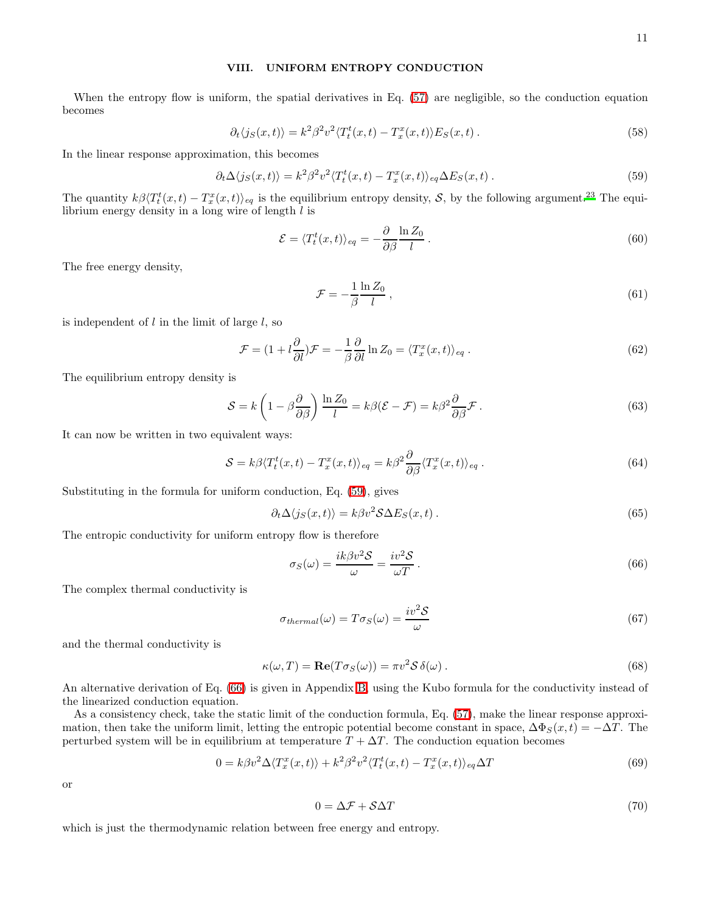## VIII. UNIFORM ENTROPY CONDUCTION

When the entropy flow is uniform, the spatial derivatives in Eq. (57) are negligible, so the conduction equation becomes

$$\partial_t \langle j_S(x,t)\rangle = k^2\beta^2 v^2 \langle T^t_t(x,t) - T^x_x(x,t)\rangle E_S(x,t)\,. \tag{58}$$

In the linear response approximation, this becomes

$$\partial_t \Delta\langle j_S(x,t)\rangle = k^2\beta^2 v^2 \langle T^t_t(x,t) - T^x_x(x,t)\rangle_{eq} \Delta E_S(x,t)\,. \tag{59}$$

The quantity $k\beta\langle T^t_t(x,t) - T^x_x(x,t)\rangle_{eq}$ is the equilibrium entropy density, $\mathcal{S}$, by the following argument.[23] The equilibrium energy density in a long wire of length $l$ is

$$\mathcal{E} = \langle T^t_t(x,t)\rangle_{eq} = -\frac{\partial}{\partial\beta}\frac{\ln Z_0}{l}\,. \tag{60}$$

The free energy density,

$$\mathcal{F} = -\frac{1}{\beta}\frac{\ln Z_0}{l}\,, \tag{61}$$

is independent of $l$ in the limit of large $l$, so

$$\mathcal{F} = (1 + l\frac{\partial}{\partial l})\mathcal{F} = -\frac{1}{\beta}\frac{\partial}{\partial l}\ln Z_0 = \langle T^x_x(x,t)\rangle_{eq}\,. \tag{62}$$

The equilibrium entropy density is

$$\mathcal{S} = k\left(1 - \beta\frac{\partial}{\partial\beta}\right)\frac{\ln Z_0}{l} = k\beta(\mathcal{E} - \mathcal{F}) = k\beta^2\frac{\partial}{\partial\beta}\mathcal{F}\,. \tag{63}$$

It can now be written in two equivalent ways:

$$\mathcal{S} = k\beta\langle T^t_t(x,t) - T^x_x(x,t)\rangle_{eq} = k\beta^2\frac{\partial}{\partial\beta}\langle T^x_x(x,t)\rangle_{eq}\,. \tag{64}$$

Substituting in the formula for uniform conduction, Eq. (59), gives

$$\partial_t \Delta\langle j_S(x,t)\rangle = k\beta v^2 \mathcal{S}\Delta E_S(x,t)\,. \tag{65}$$

The entropic conductivity for uniform entropy flow is therefore

$$\sigma_S(\omega) = \frac{ik\beta v^2\mathcal{S}}{\omega} = \frac{iv^2\mathcal{S}}{\omega T}\,. \tag{66}$$

The complex thermal conductivity is

$$\sigma_{thermal}(\omega) = T\sigma_S(\omega) = \frac{iv^2\mathcal{S}}{\omega} \tag{67}$$

and the thermal conductivity is

$$\kappa(\omega, T) = \mathbf{Re}(T\sigma_S(\omega)) = \pi v^2\mathcal{S}\,\delta(\omega)\,. \tag{68}$$

An alternative derivation of Eq. (66) is given in Appendix B, using the Kubo formula for the conductivity instead of the linearized conduction equation.

As a consistency check, take the static limit of the conduction formula, Eq. (57), make the linear response approximation, then take the uniform limit, letting the entropic potential become constant in space, $\Delta\Phi_S(x,t) = -\Delta T$. The perturbed system will be in equilibrium at temperature $T + \Delta T$. The conduction equation becomes

$$0 = k\beta v^2\Delta\langle T^x_x(x,t)\rangle + k^2\beta^2 v^2\langle T^t_t(x,t) - T^x_x(x,t)\rangle_{eq}\Delta T \tag{69}$$

or

$$0 = \Delta\mathcal{F} + \mathcal{S}\Delta T \tag{70}$$

which is just the thermodynamic relation between free energy and entropy.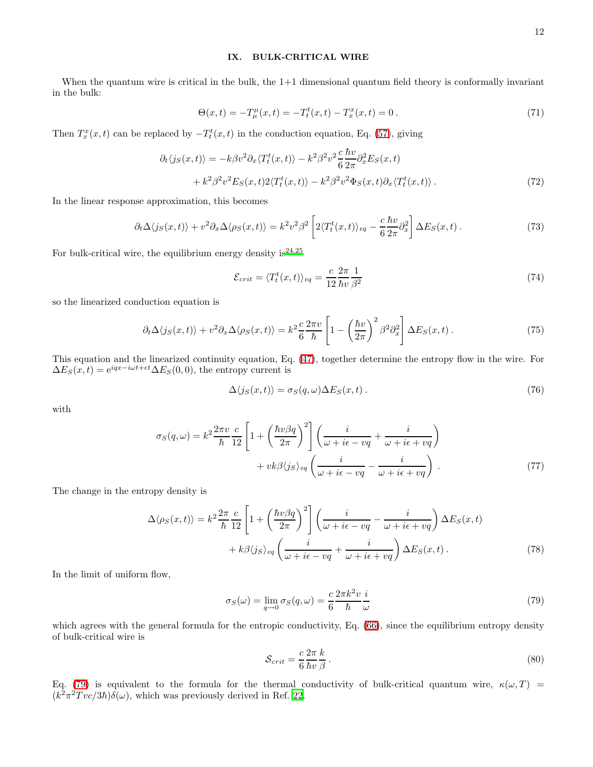## IX. BULK-CRITICAL WIRE

When the quantum wire is critical in the bulk, the 1+1 dimensional quantum field theory is conformally invariant in the bulk:

$$\Theta(x,t) = -T^{\mu}_{\mu}(x,t) = -T^{t}_{t}(x,t) - T^{x}_{x}(x,t) = 0\,. \tag{71}$$

Then $T^{x}_{x}(x,t)$ can be replaced by $-T^{t}_{t}(x,t)$ in the conduction equation, Eq. (57), giving

$$\begin{aligned}\partial_t \langle j_S(x,t)\rangle = &-k\beta v^2 \partial_x \langle T^t_t(x,t)\rangle - k^2\beta^2 v^2 \frac{c}{6}\frac{\hbar v}{2\pi}\partial_x^2 E_S(x,t) \\ &+ k^2\beta^2 v^2 E_S(x,t) 2\langle T^t_t(x,t)\rangle - k^2\beta^2 v^2 \Phi_S(x,t)\partial_x \langle T^t_t(x,t)\rangle\,.\end{aligned} \tag{72}$$

In the linear response approximation, this becomes

$$\partial_t \Delta\langle j_S(x,t)\rangle + v^2\partial_x \Delta\langle \rho_S(x,t)\rangle = k^2 v^2 \beta^2 \left[2\langle T^t_t(x,t)\rangle_{eq} - \frac{c}{6}\frac{\hbar v}{2\pi}\partial_x^2\right]\Delta E_S(x,t)\,. \tag{73}$$

For bulk-critical wire, the equilibrium energy density is[24,25]

$$\mathcal{E}_{crit} = \langle T^t_t(x,t)\rangle_{eq} = \frac{c}{12}\frac{2\pi}{\hbar v}\frac{1}{\beta^2} \tag{74}$$

so the linearized conduction equation is

$$\partial_t \Delta\langle j_S(x,t)\rangle + v^2\partial_x \Delta\langle \rho_S(x,t)\rangle = k^2 \frac{c}{6}\frac{2\pi v}{\hbar}\left[1 - \left(\frac{\hbar v}{2\pi}\right)^2 \beta^2 \partial_x^2\right]\Delta E_S(x,t)\,. \tag{75}$$

This equation and the linearized continuity equation, Eq. (47), together determine the entropy flow in the wire. For $\Delta E_S(x,t) = \mathrm{e}^{iqx - i\omega t + \epsilon t}\Delta E_S(0,0)$, the entropy current is

$$\Delta\langle j_S(x,t)\rangle = \sigma_S(q,\omega)\Delta E_S(x,t)\,. \tag{76}$$

with

$$\begin{aligned}\sigma_S(q,\omega) = k^2\frac{2\pi v}{\hbar}\frac{c}{12}\left[1 + \left(\frac{\hbar v\beta q}{2\pi}\right)^2\right]\left(\frac{i}{\omega + i\epsilon - vq} + \frac{i}{\omega + i\epsilon + vq}\right) \\ + v k\beta \langle j_S\rangle_{eq}\left(\frac{i}{\omega + i\epsilon - vq} - \frac{i}{\omega + i\epsilon + vq}\right)\,.\end{aligned} \tag{77}$$

The change in the entropy density is

$$\begin{aligned}\Delta\langle \rho_S(x,t)\rangle = k^2\frac{2\pi}{\hbar}\frac{c}{12}\left[1 + \left(\frac{\hbar v\beta q}{2\pi}\right)^2\right]\left(\frac{i}{\omega + i\epsilon - vq} - \frac{i}{\omega + i\epsilon + vq}\right)\Delta E_S(x,t) \\ + k\beta\langle j_S\rangle_{eq}\left(\frac{i}{\omega + i\epsilon - vq} + \frac{i}{\omega + i\epsilon + vq}\right)\Delta E_S(x,t)\,.\end{aligned} \tag{78}$$

In the limit of uniform flow,

$$\sigma_S(\omega) = \lim_{q\to 0}\sigma_S(q,\omega) = \frac{c}{6}\frac{2\pi k^2 v}{\hbar}\frac{i}{\omega} \tag{79}$$

which agrees with the general formula for the entropic conductivity, Eq. (66), since the equilibrium entropy density of bulk-critical wire is

$$\mathcal{S}_{crit} = \frac{c}{6}\frac{2\pi}{\hbar v}\frac{k}{\beta}\,. \tag{80}$$

Eq. (79) is equivalent to the formula for the thermal conductivity of bulk-critical quantum wire, $\kappa(\omega, T) = (k^2\pi^2 T v c/3\hbar)\delta(\omega)$, which was previously derived in Ref. 22.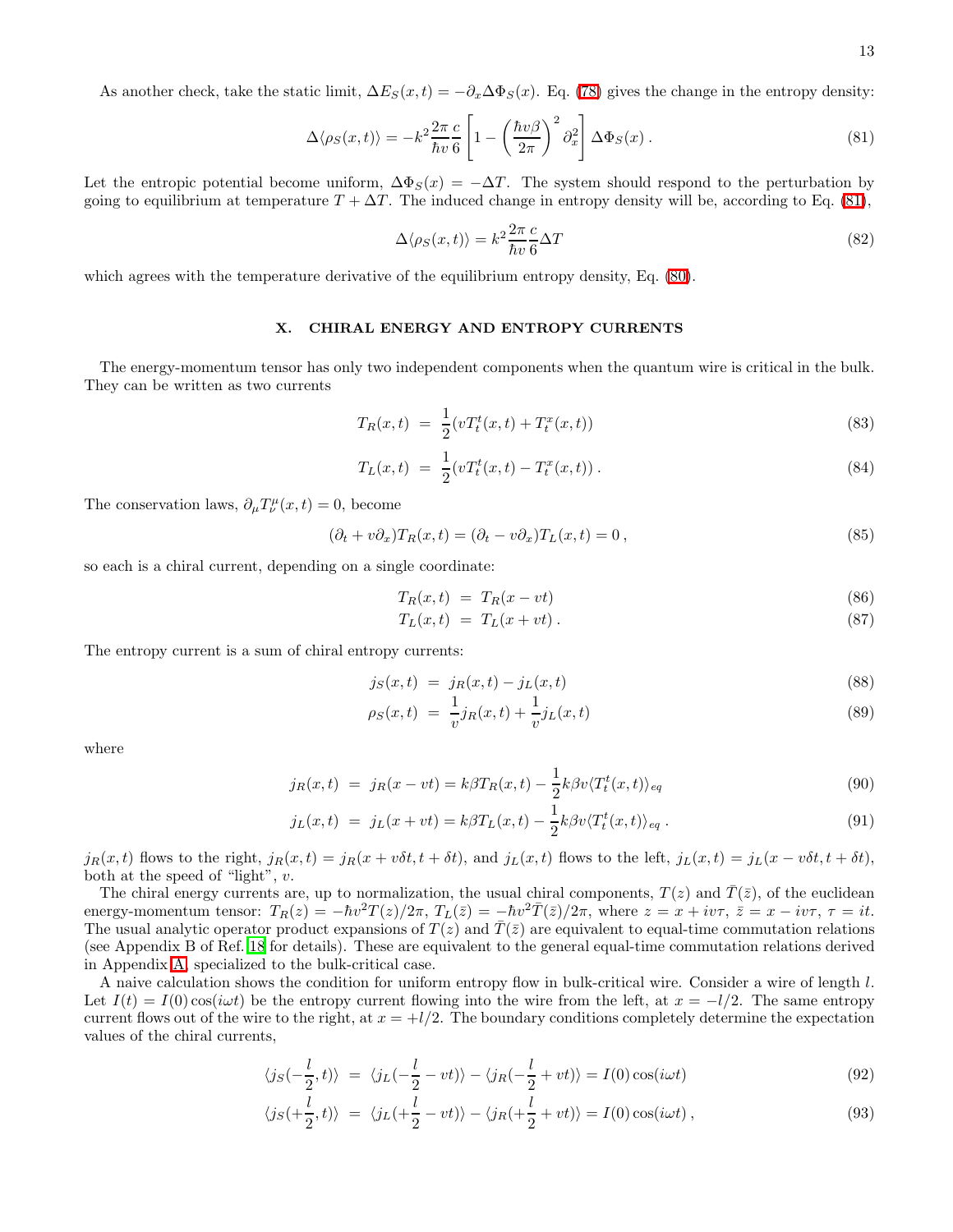As another check, take the static limit, $\Delta E_S(x,t) = -\partial_x \Delta\Phi_S(x)$. Eq. (78) gives the change in the entropy density:

$$\Delta\langle\rho_S(x,t)\rangle = -k^2 \frac{2\pi}{\hbar v}\frac{c}{6}\left[1 - \left(\frac{\hbar v\beta}{2\pi}\right)^2 \partial_x^2\right]\Delta\Phi_S(x)\,. \tag{81}$$

Let the entropic potential become uniform, $\Delta\Phi_S(x) = -\Delta T$. The system should respond to the perturbation by going to equilibrium at temperature $T + \Delta T$. The induced change in entropy density will be, according to Eq. (81),

$$\Delta\langle\rho_S(x,t)\rangle = k^2 \frac{2\pi}{\hbar v}\frac{c}{6}\Delta T \tag{82}$$

which agrees with the temperature derivative of the equilibrium entropy density, Eq. (80).

## X. CHIRAL ENERGY AND ENTROPY CURRENTS

The energy-momentum tensor has only two independent components when the quantum wire is critical in the bulk. They can be written as two currents

$$T_R(x,t) = \frac{1}{2}(vT_t^t(x,t) + T_t^x(x,t)) \tag{83}$$

$$T_L(x,t) = \frac{1}{2}(vT_t^t(x,t) - T_t^x(x,t))\,. \tag{84}$$

The conservation laws, $\partial_\mu T^\mu_\nu(x,t) = 0$, become

$$(\partial_t + v\partial_x)T_R(x,t) = (\partial_t - v\partial_x)T_L(x,t) = 0\,, \tag{85}$$

so each is a chiral current, depending on a single coordinate:

$$T_R(x,t) = T_R(x - vt) \tag{86}$$

$$T_L(x,t) = T_L(x + vt)\,. \tag{87}$$

The entropy current is a sum of chiral entropy currents:

$$j_S(x,t) = j_R(x,t) - j_L(x,t) \tag{88}$$

$$\rho_S(x,t) = \frac{1}{v}j_R(x,t) + \frac{1}{v}j_L(x,t) \tag{89}$$

where

$$j_R(x,t) = j_R(x - vt) = k\beta T_R(x,t) - \frac{1}{2}k\beta v\langle T_t^t(x,t)\rangle_{eq} \tag{90}$$

$$j_L(x,t) = j_L(x + vt) = k\beta T_L(x,t) - \frac{1}{2}k\beta v\langle T_t^t(x,t)\rangle_{eq}\,. \tag{91}$$

$j_R(x,t)$ flows to the right, $j_R(x,t) = j_R(x + v\delta t, t + \delta t)$, and $j_L(x,t)$ flows to the left, $j_L(x,t) = j_L(x - v\delta t, t + \delta t)$, both at the speed of "light", $v$.

The chiral energy currents are, up to normalization, the usual chiral components, $T(z)$ and $\bar{T}(\bar{z})$, of the euclidean energy-momentum tensor: $T_R(z) = -\hbar v^2 T(z)/2\pi$, $T_L(\bar{z}) = -\hbar v^2 \bar{T}(\bar{z})/2\pi$, where $z = x + iv\tau$, $\bar{z} = x - iv\tau$, $\tau = it$. The usual analytic operator product expansions of $T(z)$ and $\bar{T}(\bar{z})$ are equivalent to equal-time commutation relations (see Appendix B of Ref. [18] for details). These are equivalent to the general equal-time commutation relations derived in Appendix A, specialized to the bulk-critical case.

A naive calculation shows the condition for uniform entropy flow in bulk-critical wire. Consider a wire of length $l$. Let $I(t) = I(0)\cos(i\omega t)$ be the entropy current flowing into the wire from the left, at $x = -l/2$. The same entropy current flows out of the wire to the right, at $x = +l/2$. The boundary conditions completely determine the expectation values of the chiral currents,

$$\langle j_S(-\frac{l}{2},t)\rangle = \langle j_L(-\frac{l}{2} - vt)\rangle - \langle j_R(-\frac{l}{2} + vt)\rangle = I(0)\cos(i\omega t) \tag{92}$$

$$\langle j_S(+\frac{l}{2},t)\rangle = \langle j_L(+\frac{l}{2} - vt)\rangle - \langle j_R(+\frac{l}{2} + vt)\rangle = I(0)\cos(i\omega t)\,, \tag{93}$$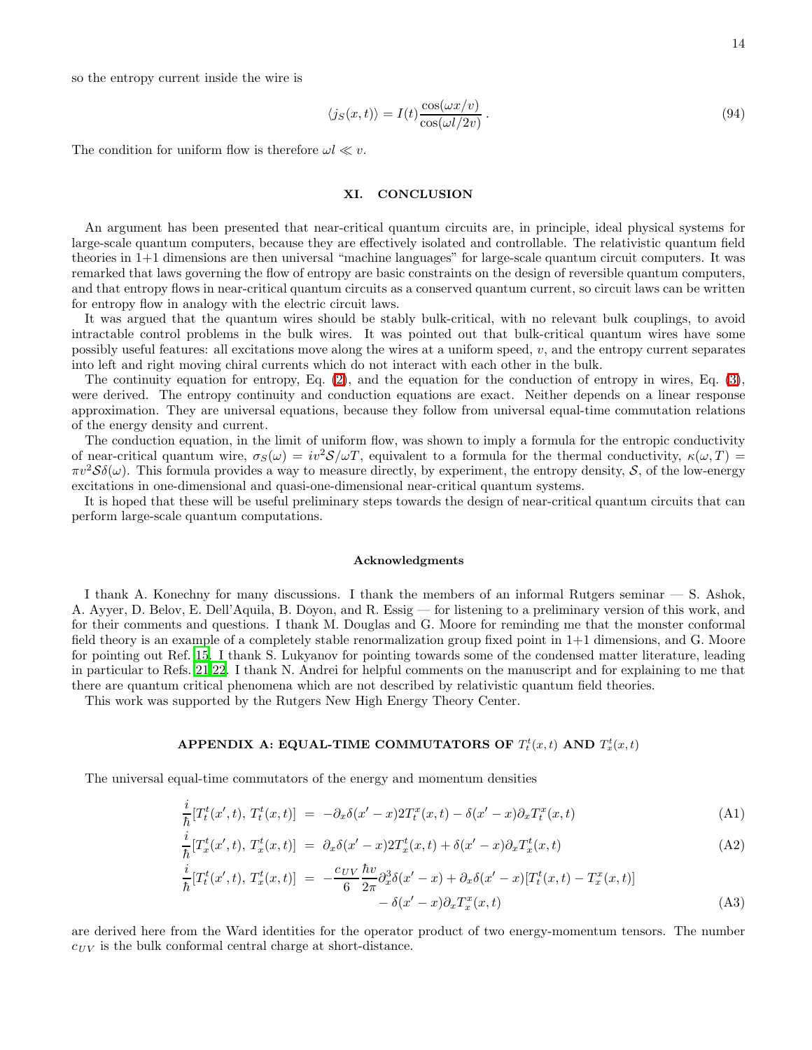so the entropy current inside the wire is

$$\langle j_S(x,t)\rangle = I(t)\frac{\cos(\omega x/v)}{\cos(\omega l/2v)}\,. \tag{94}$$

The condition for uniform flow is therefore $\omega l \ll v$.

## XI. CONCLUSION

An argument has been presented that near-critical quantum circuits are, in principle, ideal physical systems for large-scale quantum computers, because they are effectively isolated and controllable. The relativistic quantum field theories in 1+1 dimensions are then universal "machine languages" for large-scale quantum circuit computers. It was remarked that laws governing the flow of entropy are basic constraints on the design of reversible quantum computers, and that entropy flows in near-critical quantum circuits as a conserved quantum current, so circuit laws can be written for entropy flow in analogy with the electric circuit laws.

It was argued that the quantum wires should be stably bulk-critical, with no relevant bulk couplings, to avoid intractable control problems in the bulk wires. It was pointed out that bulk-critical quantum wires have some possibly useful features: all excitations move along the wires at a uniform speed, $v$, and the entropy current separates into left and right moving chiral currents which do not interact with each other in the bulk.

The continuity equation for entropy, Eq. (2), and the equation for the conduction of entropy in wires, Eq. (3), were derived. The entropy continuity and conduction equations are exact. Neither depends on a linear response approximation. They are universal equations, because they follow from universal equal-time commutation relations of the energy density and current.

The conduction equation, in the limit of uniform flow, was shown to imply a formula for the entropic conductivity of near-critical quantum wire, $\sigma_S(\omega) = iv^2\mathcal{S}/\omega T$, equivalent to a formula for the thermal conductivity, $\kappa(\omega,T) = \pi v^2\mathcal{S}\delta(\omega)$. This formula provides a way to measure directly, by experiment, the entropy density, $\mathcal{S}$, of the low-energy excitations in one-dimensional and quasi-one-dimensional near-critical quantum systems.

It is hoped that these will be useful preliminary steps towards the design of near-critical quantum circuits that can perform large-scale quantum computations.

#### Acknowledgments

I thank A. Konechny for many discussions. I thank the members of an informal Rutgers seminar — S. Ashok, A. Ayyer, D. Belov, E. Dell'Aquila, B. Doyon, and R. Essig — for listening to a preliminary version of this work, and for their comments and questions. I thank M. Douglas and G. Moore for reminding me that the monster conformal field theory is an example of a completely stable renormalization group fixed point in 1+1 dimensions, and G. Moore for pointing out Ref. 15. I thank S. Lukyanov for pointing towards some of the condensed matter literature, leading in particular to Refs. 21,22. I thank N. Andrei for helpful comments on the manuscript and for explaining to me that there are quantum critical phenomena which are not described by relativistic quantum field theories.

This work was supported by the Rutgers New High Energy Theory Center.

## APPENDIX A: EQUAL-TIME COMMUTATORS OF $T^t_t(x,t)$ AND $T^t_x(x,t)$

The universal equal-time commutators of the energy and momentum densities

$$\frac{i}{\hbar}[T^t_t(x',t),\,T^t_t(x,t)] \;=\; -\partial_x\delta(x'-x)2T^x_t(x,t) - \delta(x'-x)\partial_x T^x_t(x,t) \tag{A1}$$

$$\frac{i}{\hbar}[T^t_x(x',t),\,T^t_x(x,t)] \;=\; \partial_x\delta(x'-x)2T^t_x(x,t) + \delta(x'-x)\partial_x T^t_x(x,t) \tag{A2}$$

$$\frac{i}{\hbar}[T^t_t(x',t),\,T^t_x(x,t)] \;=\; -\frac{c_{UV}}{6}\frac{\hbar v}{2\pi}\partial_x^3\delta(x'-x) + \partial_x\delta(x'-x)[T^t_t(x,t) - T^x_x(x,t)] - \delta(x'-x)\partial_x T^x_x(x,t) \tag{A3}$$

are derived here from the Ward identities for the operator product of two energy-momentum tensors. The number $c_{UV}$ is the bulk conformal central charge at short-distance.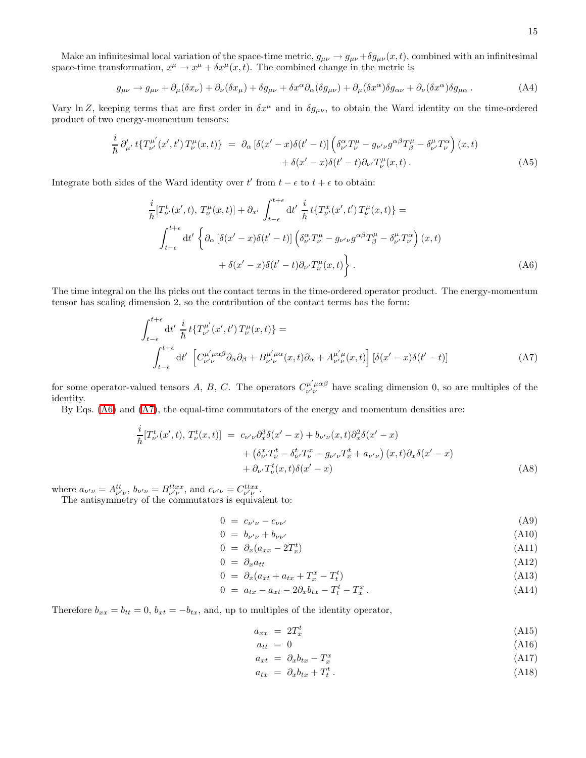Make an infinitesimal local variation of the space-time metric, $g_{\mu\nu} \to g_{\mu\nu} + \delta g_{\mu\nu}(x,t)$, combined with an infinitesimal space-time transformation, $x^\mu \to x^\mu + \delta x^\mu(x,t)$. The combined change in the metric is

$$g_{\mu\nu} \to g_{\mu\nu} + \partial_\mu(\delta x_\nu) + \partial_\nu(\delta x_\mu) + \delta g_{\mu\nu} + \delta x^\alpha \partial_\alpha(\delta g_{\mu\nu}) + \partial_\mu(\delta x^\alpha)\delta g_{\alpha\nu} + \partial_\nu(\delta x^\alpha)\delta g_{\mu\alpha}\,. \tag{A4}$$

Vary $\ln Z$, keeping terms that are first order in $\delta x^\mu$ and in $\delta g_{\mu\nu}$, to obtain the Ward identity on the time-ordered product of two energy-momentum tensors:

$$\begin{aligned}\frac{i}{\hbar}\,\partial'_{\mu'}\, t\{T^{\mu'}_{\nu'}(x',t')\, T^{\mu}_{\nu}(x,t)\} \;&=\; \partial_\alpha\left[\delta(x'-x)\delta(t'-t)\right]\left(\delta^\alpha_{\nu'}T^\mu_\nu - g_{\nu'\nu}g^{\alpha\beta}T^\mu_\beta - \delta^\mu_{\nu'}T^\alpha_\nu\right)(x,t) \\ &\quad + \delta(x'-x)\delta(t'-t)\partial_{\nu'}T^\mu_\nu(x,t)\,.\end{aligned} \tag{A5}$$

Integrate both sides of the Ward identity over $t'$ from $t-\epsilon$ to $t+\epsilon$ to obtain:

$$\begin{aligned}&\frac{i}{\hbar}[T^t_{\nu'}(x',t),\, T^\mu_\nu(x,t)] + \partial_{x'}\int_{t-\epsilon}^{t+\epsilon}\mathrm{d}t'\;\frac{i}{\hbar}\,t\{T^x_{\nu'}(x',t')\,T^\mu_\nu(x,t)\} = \\ &\qquad \int_{t-\epsilon}^{t+\epsilon}\mathrm{d}t'\;\Big\{\partial_\alpha\left[\delta(x'-x)\delta(t'-t)\right]\left(\delta^\alpha_{\nu'}T^\mu_\nu - g_{\nu'\nu}g^{\alpha\beta}T^\mu_\beta - \delta^\mu_{\nu'}T^\alpha_\nu\right)(x,t) \\ &\qquad\qquad + \delta(x'-x)\delta(t'-t)\partial_{\nu'}T^\mu_\nu(x,t)\Big\}\,.\end{aligned} \tag{A6}$$

The time integral on the lhs picks out the contact terms in the time-ordered operator product. The energy-momentum tensor has scaling dimension 2, so the contribution of the contact terms has the form:

$$\begin{aligned}&\int_{t-\epsilon}^{t+\epsilon}\mathrm{d}t'\;\frac{i}{\hbar}\,t\{T^{\mu'}_{\nu'}(x',t')\,T^\mu_\nu(x,t)\} = \\ &\qquad \int_{t-\epsilon}^{t+\epsilon}\mathrm{d}t'\;\left[C^{\mu'\mu\alpha\beta}_{\nu'\nu}\partial_\alpha\partial_\beta + B^{\mu'\mu\alpha}_{\nu'\nu}(x,t)\partial_\alpha + A^{\mu'\mu}_{\nu'\nu}(x,t)\right]\left[\delta(x'-x)\delta(t'-t)\right]\end{aligned} \tag{A7}$$

for some operator-valued tensors $A$, $B$, $C$. The operators $C^{\mu'\mu\alpha\beta}_{\nu'\nu}$ have scaling dimension 0, so are multiples of the identity.

By Eqs. (A6) and (A7), the equal-time commutators of the energy and momentum densities are:

$$\begin{aligned}\frac{i}{\hbar}[T^t_{\nu'}(x',t),\, T^t_\nu(x,t)] \;&=\; c_{\nu'\nu}\partial^3_x\delta(x'-x) + b_{\nu'\nu}(x,t)\partial^2_x\delta(x'-x) \\ &\quad + \left(\delta^x_{\nu'}T^t_\nu - \delta^t_{\nu'}T^x_\nu - g_{\nu'\nu}T^t_x + a_{\nu'\nu}\right)(x,t)\partial_x\delta(x'-x) \\ &\quad + \partial_{\nu'}T^t_\nu(x,t)\delta(x'-x)\end{aligned} \tag{A8}$$

where $a_{\nu'\nu} = A^{tt}_{\nu'\nu}$, $b_{\nu'\nu} = B^{ttxx}_{\nu'\nu}$, and $c_{\nu'\nu} = C^{ttxx}_{\nu'\nu}$.

The antisymmetry of the commutators is equivalent to:

$$0 \;=\; c_{\nu'\nu} - c_{\nu\nu'} \tag{A9}$$
$$0 \;=\; b_{\nu'\nu} + b_{\nu\nu'} \tag{A10}$$
$$0 \;=\; \partial_x(a_{xx} - 2T^t_x) \tag{A11}$$
$$0 \;=\; \partial_x a_{tt} \tag{A12}$$
$$0 \;=\; \partial_x(a_{xt} + a_{tx} + T^x_x - T^t_t) \tag{A13}$$
$$0 \;=\; a_{tx} - a_{xt} - 2\partial_x b_{tx} - T^t_t - T^x_x\,. \tag{A14}$$

Therefore $b_{xx} = b_{tt} = 0$, $b_{xt} = -b_{tx}$, and, up to multiples of the identity operator,

$$a_{xx} \;=\; 2T^t_x \tag{A15}$$
$$a_{tt} \;=\; 0 \tag{A16}$$
$$a_{xt} \;=\; \partial_x b_{tx} - T^x_x \tag{A17}$$
$$a_{tx} \;=\; \partial_x b_{tx} + T^t_t\,. \tag{A18}$$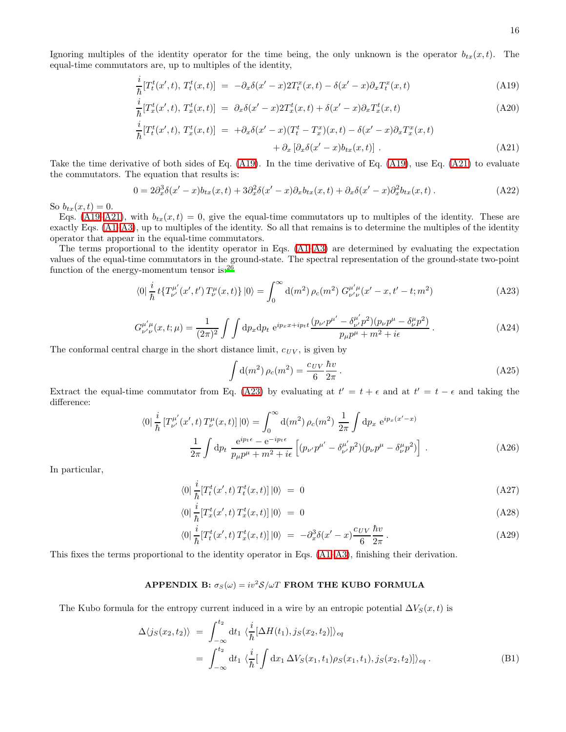Ignoring multiples of the identity operator for the time being, the only unknown is the operator $b_{tx}(x,t)$. The equal-time commutators are, up to multiples of the identity,

$$\frac{i}{\hbar}[T^t_t(x',t),\, T^t_t(x,t)] \;=\; -\partial_x\delta(x'-x)2T^x_t(x,t) - \delta(x'-x)\partial_x T^x_t(x,t) \tag{A19}$$

$$\frac{i}{\hbar}[T^t_x(x',t),\, T^t_x(x,t)] \;=\; \partial_x\delta(x'-x)2T^t_x(x,t) + \delta(x'-x)\partial_x T^t_x(x,t) \tag{A20}$$

$$\begin{aligned}\frac{i}{\hbar}[T^t_t(x',t),\, T^t_x(x,t)] \;=&\; +\partial_x\delta(x'-x)(T^t_t - T^x_x)(x,t) - \delta(x'-x)\partial_x T^x_x(x,t)\\ &+ \partial_x\left[\partial_x\delta(x'-x) b_{tx}(x,t)\right]\,.\end{aligned} \tag{A21}$$

Take the time derivative of both sides of Eq. (A19). In the time derivative of Eq. (A19), use Eq. (A21) to evaluate the commutators. The equation that results is:

$$0 = 2\partial_x^3\delta(x'-x)b_{tx}(x,t) + 3\partial_x^2\delta(x'-x)\partial_x b_{tx}(x,t) + \partial_x\delta(x'-x)\partial_x^2 b_{tx}(x,t)\,. \tag{A22}$$

So $b_{tx}(x,t)=0$.

Eqs. (A19–A21), with $b_{tx}(x,t)=0$, give the equal-time commutators up to multiples of the identity. These are exactly Eqs. (A1–A3), up to multiples of the identity. So all that remains is to determine the multiples of the identity operator that appear in the equal-time commutators.

The terms proportional to the identity operator in Eqs. (A1–A3) are determined by evaluating the expectation values of the equal-time commutators in the ground-state. The spectral representation of the ground-state two-point function of the energy-momentum tensor is:[26]

$$\langle 0|\,\frac{i}{\hbar}\,t\{T^{\mu'}_{\nu'}(x',t')\,T^{\mu}_{\nu}(x,t)\}\,|0\rangle = \int_0^\infty \mathrm{d}(m^2)\,\rho_c(m^2)\; G^{\mu'\mu}_{\nu'\nu}(x'-x,t'-t;m^2) \tag{A23}$$

$$G^{\mu'\mu}_{\nu'\nu}(x,t;\mu) = \frac{1}{(2\pi)^2}\int\!\!\int \mathrm{d}p_x\mathrm{d}p_t\;\mathrm{e}^{ip_x x + ip_t t}\,\frac{(p_{\nu'}p^{\mu'} - \delta^{\mu'}_{\nu'}p^2)(p_\nu p^\mu - \delta^\mu_\nu p^2)}{p_\mu p^\mu + m^2 + i\epsilon}\,. \tag{A24}$$

The conformal central charge in the short distance limit, $c_{UV}$, is given by

$$\int \mathrm{d}(m^2)\,\rho_c(m^2) = \frac{c_{UV}}{6}\frac{\hbar v}{2\pi}\,. \tag{A25}$$

Extract the equal-time commutator from Eq. (A23) by evaluating at $t'=t+\epsilon$ and at $t'=t-\epsilon$ and taking the difference:

$$\begin{aligned}\langle 0|\,\frac{i}{\hbar}\,[T^{\mu'}_{\nu'}(x',t)\,T^{\mu}_{\nu}(x,t)]\,|0\rangle &= \int_0^\infty \mathrm{d}(m^2)\,\rho_c(m^2)\;\frac{1}{2\pi}\int \mathrm{d}p_x\;\mathrm{e}^{ip_x(x'-x)}\\ &\frac{1}{2\pi}\int \mathrm{d}p_t\;\frac{\mathrm{e}^{ip_t\epsilon}-\mathrm{e}^{-ip_t\epsilon}}{p_\mu p^\mu + m^2 + i\epsilon}\left[(p_{\nu'}p^{\mu'} - \delta^{\mu'}_{\nu'}p^2)(p_\nu p^\mu - \delta^\mu_\nu p^2)\right]\,.\end{aligned} \tag{A26}$$

In particular,

$$\langle 0|\,\frac{i}{\hbar}[T^t_t(x',t)\,T^t_t(x,t)]\,|0\rangle \;=\; 0 \tag{A27}$$

$$\langle 0|\,\frac{i}{\hbar}[T^t_x(x',t)\,T^t_x(x,t)]\,|0\rangle \;=\; 0 \tag{A28}$$

$$\langle 0|\,\frac{i}{\hbar}[T^t_t(x',t)\,T^t_x(x,t)]\,|0\rangle \;=\; -\partial_x^3\delta(x'-x)\frac{c_{UV}}{6}\frac{\hbar v}{2\pi}\,. \tag{A29}$$

This fixes the terms proportional to the identity operator in Eqs. (A1–A3), finishing their derivation.

## APPENDIX B: $\sigma_S(\omega) = iv^2\mathcal{S}/\omega T$ FROM THE KUBO FORMULA

The Kubo formula for the entropy current induced in a wire by an entropic potential $\Delta V_S(x,t)$ is

$$\begin{aligned}\Delta\langle j_S(x_2,t_2)\rangle \;&=\; \int_{-\infty}^{t_2}\mathrm{d}t_1\;\langle\frac{i}{\hbar}[\Delta H(t_1), j_S(x_2,t_2)]\rangle_{eq}\\ &=\; \int_{-\infty}^{t_2}\mathrm{d}t_1\;\langle\frac{i}{\hbar}[\int \mathrm{d}x_1\,\Delta V_S(x_1,t_1)\rho_S(x_1,t_1), j_S(x_2,t_2)]\rangle_{eq}\,.\end{aligned} \tag{B1}$$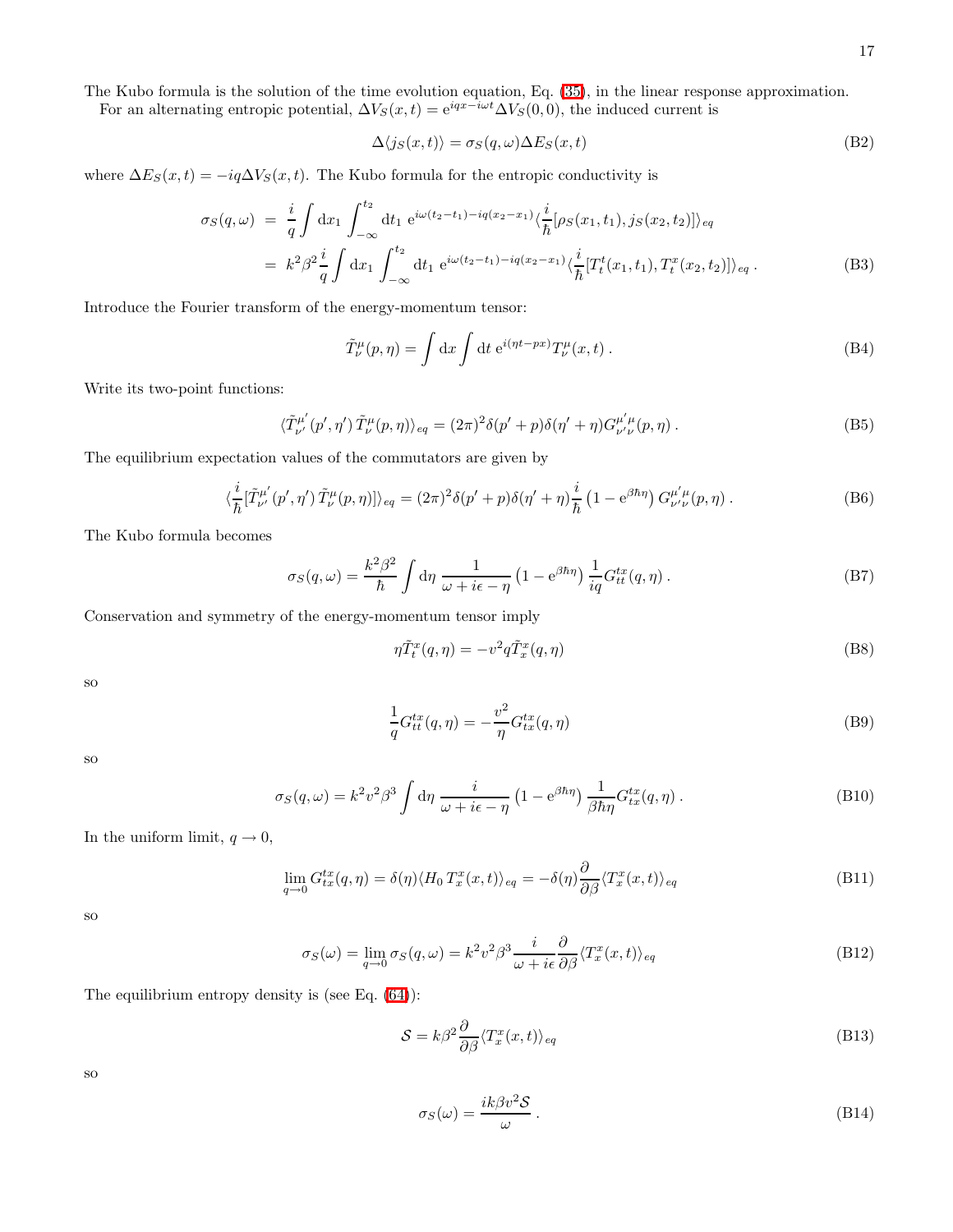The Kubo formula is the solution of the time evolution equation, Eq. (35), in the linear response approximation.

For an alternating entropic potential, $\Delta V_S(x,t) = \mathrm{e}^{iqx-i\omega t}\Delta V_S(0,0)$, the induced current is

$$
\Delta\langle j_S(x,t)\rangle = \sigma_S(q,\omega)\Delta E_S(x,t) \tag{B2}
$$

where $\Delta E_S(x,t) = -iq\Delta V_S(x,t)$. The Kubo formula for the entropic conductivity is

$$
\begin{aligned}
\sigma_S(q,\omega) &= \frac{i}{q}\int \mathrm{d}x_1 \int_{-\infty}^{t_2} \mathrm{d}t_1\ \mathrm{e}^{i\omega(t_2-t_1)-iq(x_2-x_1)}\langle \frac{i}{\hbar}[\rho_S(x_1,t_1), j_S(x_2,t_2)]\rangle_{eq} \\
&= k^2\beta^2\frac{i}{q}\int \mathrm{d}x_1 \int_{-\infty}^{t_2} \mathrm{d}t_1\ \mathrm{e}^{i\omega(t_2-t_1)-iq(x_2-x_1)}\langle \frac{i}{\hbar}[T^t_t(x_1,t_1), T^x_t(x_2,t_2)]\rangle_{eq}\,.
\end{aligned} \tag{B3}
$$

Introduce the Fourier transform of the energy-momentum tensor:

$$
\tilde{T}^\mu_\nu(p,\eta) = \int \mathrm{d}x \int \mathrm{d}t\ \mathrm{e}^{i(\eta t - px)} T^\mu_\nu(x,t)\,. \tag{B4}
$$

Write its two-point functions:

$$
\langle \tilde{T}^{\mu'}_{\nu'}(p',\eta')\,\tilde{T}^\mu_\nu(p,\eta)\rangle_{eq} = (2\pi)^2\delta(p'+p)\delta(\eta'+\eta)G^{\mu'\mu}_{\nu'\nu}(p,\eta)\,. \tag{B5}
$$

The equilibrium expectation values of the commutators are given by

$$
\langle \frac{i}{\hbar}[\tilde{T}^{\mu'}_{\nu'}(p',\eta')\,\tilde{T}^\mu_\nu(p,\eta)]\rangle_{eq} = (2\pi)^2\delta(p'+p)\delta(\eta'+\eta)\frac{i}{\hbar}\left(1-\mathrm{e}^{\beta\hbar\eta}\right)G^{\mu'\mu}_{\nu'\nu}(p,\eta)\,. \tag{B6}
$$

The Kubo formula becomes

$$
\sigma_S(q,\omega) = \frac{k^2\beta^2}{\hbar}\int \mathrm{d}\eta\ \frac{1}{\omega+i\epsilon-\eta}\left(1-\mathrm{e}^{\beta\hbar\eta}\right)\frac{1}{iq}G^{tx}_{tt}(q,\eta)\,. \tag{B7}
$$

Conservation and symmetry of the energy-momentum tensor imply

$$
\eta\tilde{T}^x_t(q,\eta) = -v^2 q\tilde{T}^x_x(q,\eta) \tag{B8}
$$

so

$$
\frac{1}{q}G^{tx}_{tt}(q,\eta) = -\frac{v^2}{\eta}G^{tx}_{tx}(q,\eta) \tag{B9}
$$

so

$$
\sigma_S(q,\omega) = k^2v^2\beta^3\int \mathrm{d}\eta\ \frac{i}{\omega+i\epsilon-\eta}\left(1-\mathrm{e}^{\beta\hbar\eta}\right)\frac{1}{\beta\hbar\eta}G^{tx}_{tx}(q,\eta)\,. \tag{B10}
$$

In the uniform limit, $q\to 0$,

$$
\lim_{q\to 0}G^{tx}_{tx}(q,\eta) = \delta(\eta)\langle H_0\, T^x_x(x,t)\rangle_{eq} = -\delta(\eta)\frac{\partial}{\partial\beta}\langle T^x_x(x,t)\rangle_{eq} \tag{B11}
$$

so

$$
\sigma_S(\omega) = \lim_{q\to 0}\sigma_S(q,\omega) = k^2v^2\beta^3\frac{i}{\omega+i\epsilon}\frac{\partial}{\partial\beta}\langle T^x_x(x,t)\rangle_{eq} \tag{B12}
$$

The equilibrium entropy density is (see Eq. (64)):

$$
\mathcal{S} = k\beta^2\frac{\partial}{\partial\beta}\langle T^x_x(x,t)\rangle_{eq} \tag{B13}
$$

so

$$
\sigma_S(\omega) = \frac{ik\beta v^2\mathcal{S}}{\omega}\,. \tag{B14}
$$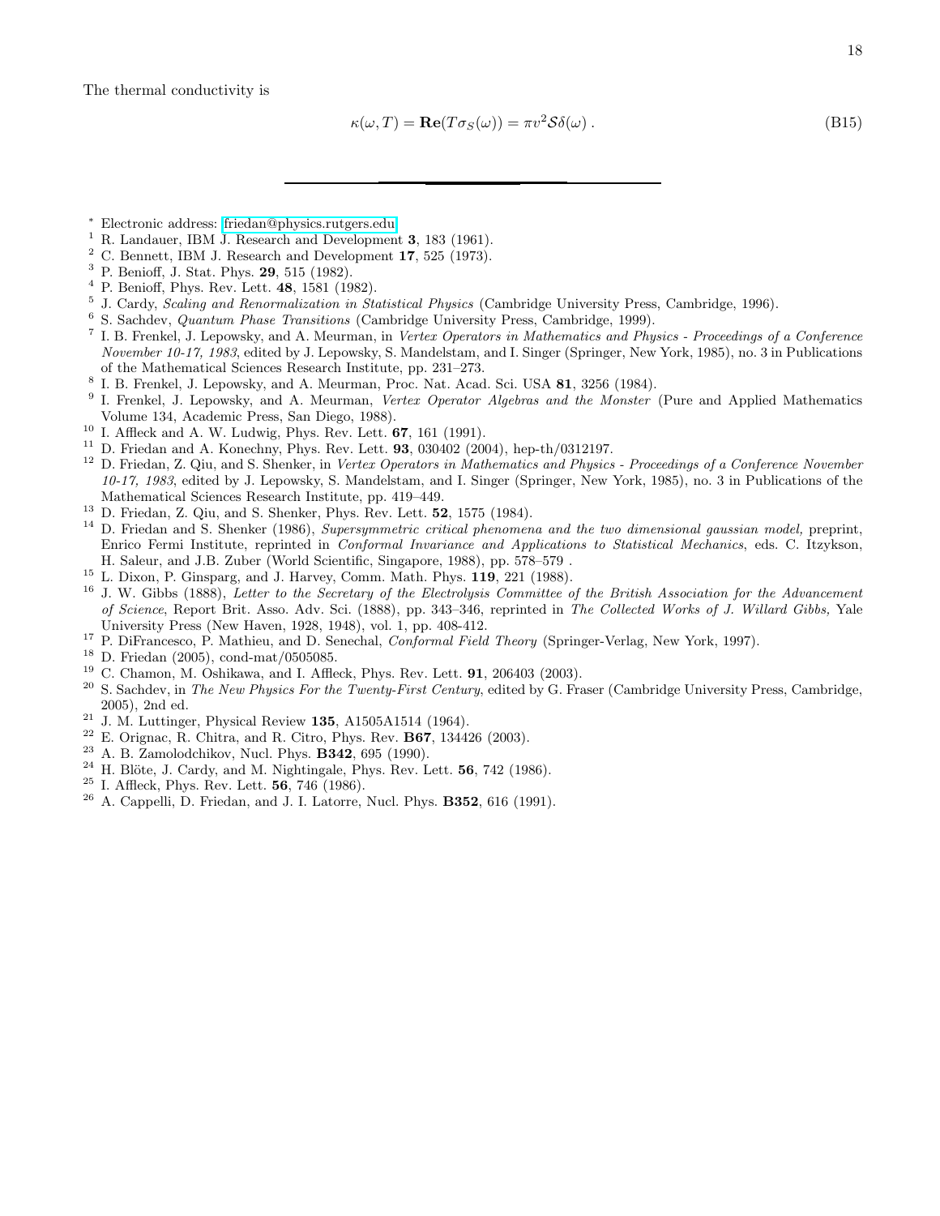The thermal conductivity is

$$\kappa(\omega, T) = \mathbf{Re}(T\sigma_S(\omega)) = \pi v^2 \mathcal{S}\delta(\omega) \,. \tag{B15}$$

---

* Electronic address: friedan@physics.rutgers.edu

[1] R. Landauer, IBM J. Research and Development **3**, 183 (1961).

[2] C. Bennett, IBM J. Research and Development **17**, 525 (1973).

[3] P. Benioff, J. Stat. Phys. **29**, 515 (1982).

[4] P. Benioff, Phys. Rev. Lett. **48**, 1581 (1982).

[5] J. Cardy, *Scaling and Renormalization in Statistical Physics* (Cambridge University Press, Cambridge, 1996).

[6] S. Sachdev, *Quantum Phase Transitions* (Cambridge University Press, Cambridge, 1999).

[7] I. B. Frenkel, J. Lepowsky, and A. Meurman, in *Vertex Operators in Mathematics and Physics - Proceedings of a Conference November 10-17, 1983*, edited by J. Lepowsky, S. Mandelstam, and I. Singer (Springer, New York, 1985), no. 3 in Publications of the Mathematical Sciences Research Institute, pp. 231–273.

[8] I. B. Frenkel, J. Lepowsky, and A. Meurman, Proc. Nat. Acad. Sci. USA **81**, 3256 (1984).

[9] I. Frenkel, J. Lepowsky, and A. Meurman, *Vertex Operator Algebras and the Monster* (Pure and Applied Mathematics Volume 134, Academic Press, San Diego, 1988).

[10] I. Affleck and A. W. Ludwig, Phys. Rev. Lett. **67**, 161 (1991).

[11] D. Friedan and A. Konechny, Phys. Rev. Lett. **93**, 030402 (2004), hep-th/0312197.

[12] D. Friedan, Z. Qiu, and S. Shenker, in *Vertex Operators in Mathematics and Physics - Proceedings of a Conference November 10-17, 1983*, edited by J. Lepowsky, S. Mandelstam, and I. Singer (Springer, New York, 1985), no. 3 in Publications of the Mathematical Sciences Research Institute, pp. 419–449.

[13] D. Friedan, Z. Qiu, and S. Shenker, Phys. Rev. Lett. **52**, 1575 (1984).

[14] D. Friedan and S. Shenker (1986), *Supersymmetric critical phenomena and the two dimensional gaussian model,* preprint, Enrico Fermi Institute, reprinted in *Conformal Invariance and Applications to Statistical Mechanics*, eds. C. Itzykson, H. Saleur, and J.B. Zuber (World Scientific, Singapore, 1988), pp. 578–579 .

[15] L. Dixon, P. Ginsparg, and J. Harvey, Comm. Math. Phys. **119**, 221 (1988).

[16] J. W. Gibbs (1888), *Letter to the Secretary of the Electrolysis Committee of the British Association for the Advancement of Science*, Report Brit. Asso. Adv. Sci. (1888), pp. 343–346, reprinted in *The Collected Works of J. Willard Gibbs,* Yale University Press (New Haven, 1928, 1948), vol. 1, pp. 408-412.

[17] P. DiFrancesco, P. Mathieu, and D. Senechal, *Conformal Field Theory* (Springer-Verlag, New York, 1997).

[18] D. Friedan (2005), cond-mat/0505085.

[19] C. Chamon, M. Oshikawa, and I. Affleck, Phys. Rev. Lett. **91**, 206403 (2003).

[20] S. Sachdev, in *The New Physics For the Twenty-First Century*, edited by G. Fraser (Cambridge University Press, Cambridge, 2005), 2nd ed.

[21] J. M. Luttinger, Physical Review **135**, A1505A1514 (1964).

[22] E. Orignac, R. Chitra, and R. Citro, Phys. Rev. **B67**, 134426 (2003).

[23] A. B. Zamolodchikov, Nucl. Phys. **B342**, 695 (1990).

[24] H. Blöte, J. Cardy, and M. Nightingale, Phys. Rev. Lett. **56**, 742 (1986).

[25] I. Affleck, Phys. Rev. Lett. **56**, 746 (1986).

[26] A. Cappelli, D. Friedan, and J. I. Latorre, Nucl. Phys. **B352**, 616 (1991).